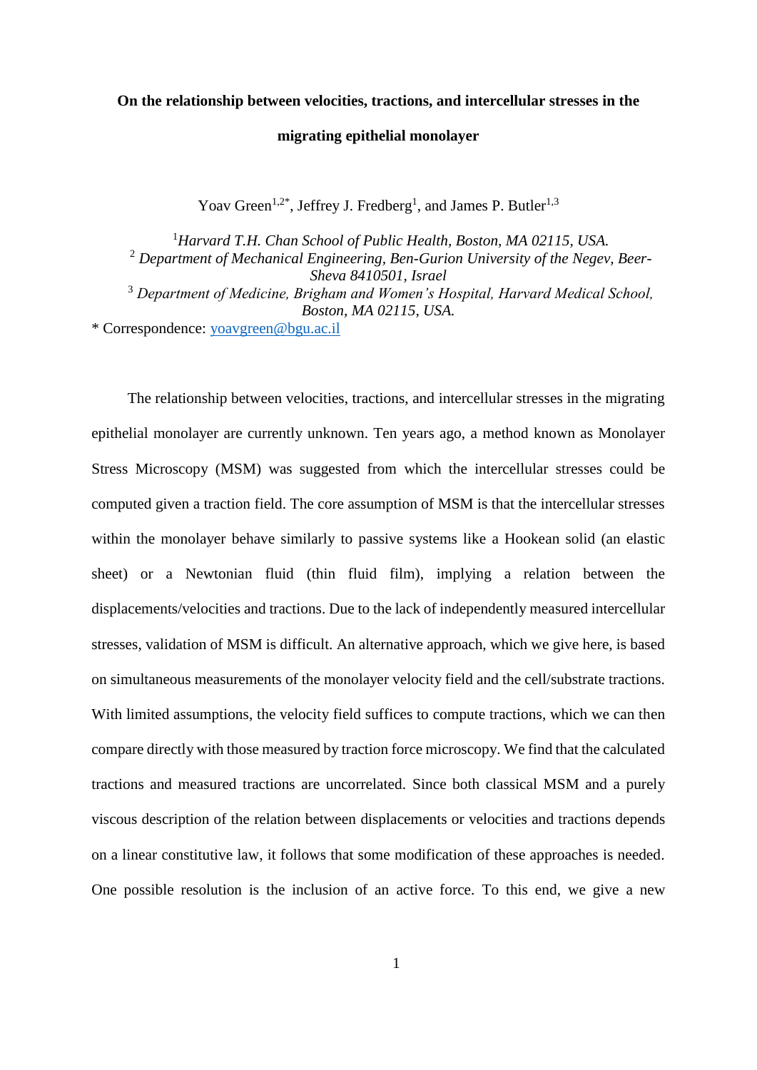# On the relationship between velocities, tractions, and intercellular stresses in the migrating epithelial monolayer

Yoav Green[1,2*], Jeffrey J. Fredberg[1], and James P. Butler[1,3]

[1] *Harvard T.H. Chan School of Public Health, Boston, MA 02115, USA.*
[2] *Department of Mechanical Engineering, Ben-Gurion University of the Negev, Beer-Sheva 8410501, Israel*
[3] *Department of Medicine, Brigham and Women's Hospital, Harvard Medical School, Boston, MA 02115, USA.*

\* Correspondence: yoavgreen@bgu.ac.il

The relationship between velocities, tractions, and intercellular stresses in the migrating epithelial monolayer are currently unknown. Ten years ago, a method known as Monolayer Stress Microscopy (MSM) was suggested from which the intercellular stresses could be computed given a traction field. The core assumption of MSM is that the intercellular stresses within the monolayer behave similarly to passive systems like a Hookean solid (an elastic sheet) or a Newtonian fluid (thin fluid film), implying a relation between the displacements/velocities and tractions. Due to the lack of independently measured intercellular stresses, validation of MSM is difficult. An alternative approach, which we give here, is based on simultaneous measurements of the monolayer velocity field and the cell/substrate tractions. With limited assumptions, the velocity field suffices to compute tractions, which we can then compare directly with those measured by traction force microscopy. We find that the calculated tractions and measured tractions are uncorrelated. Since both classical MSM and a purely viscous description of the relation between displacements or velocities and tractions depends on a linear constitutive law, it follows that some modification of these approaches is needed. One possible resolution is the inclusion of an active force. To this end, we give a new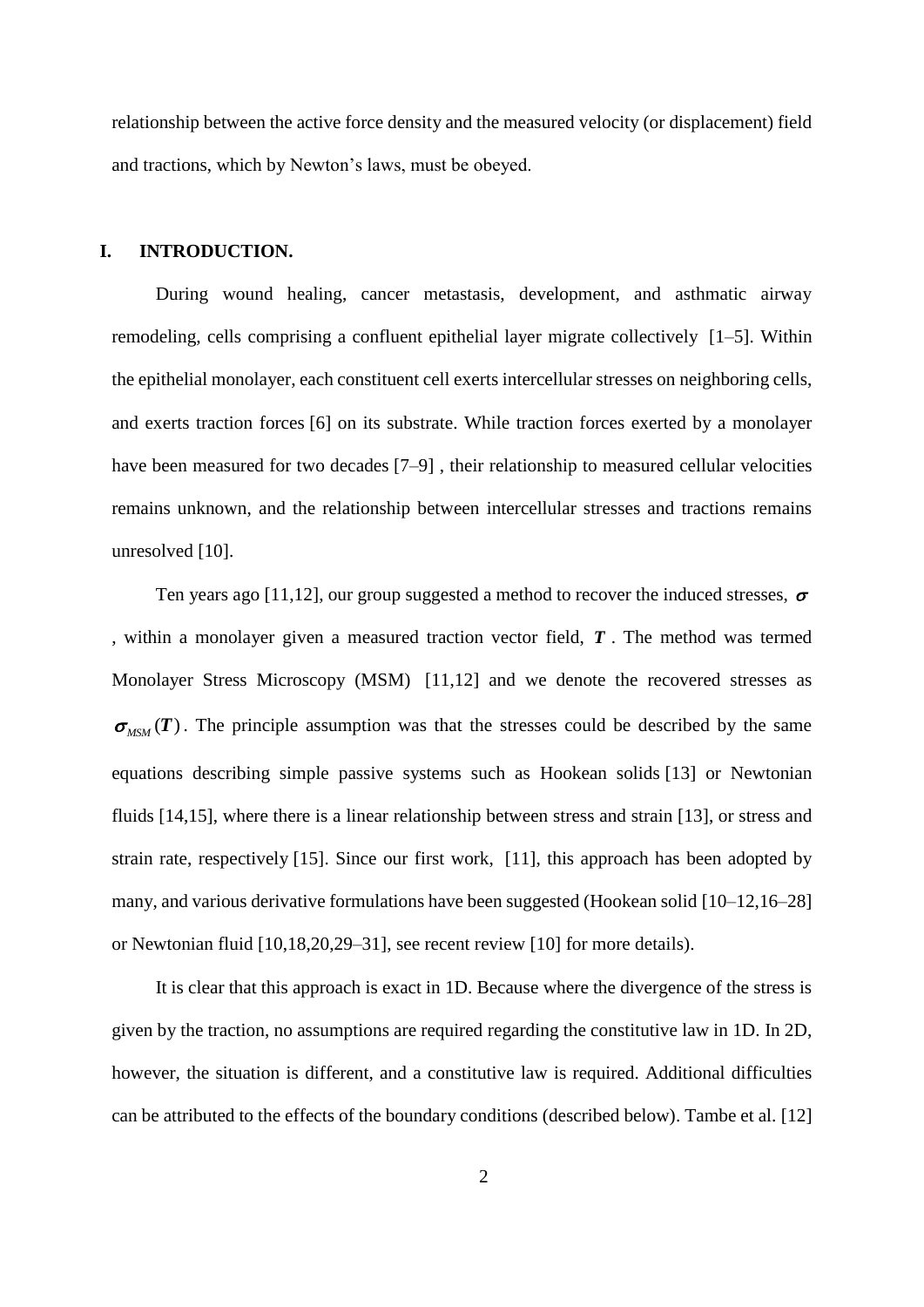relationship between the active force density and the measured velocity (or displacement) field and tractions, which by Newton's laws, must be obeyed.

## I. INTRODUCTION.

During wound healing, cancer metastasis, development, and asthmatic airway remodeling, cells comprising a confluent epithelial layer migrate collectively [1–5]. Within the epithelial monolayer, each constituent cell exerts intercellular stresses on neighboring cells, and exerts traction forces [6] on its substrate. While traction forces exerted by a monolayer have been measured for two decades [7–9] , their relationship to measured cellular velocities remains unknown, and the relationship between intercellular stresses and tractions remains unresolved [10].

Ten years ago [11,12], our group suggested a method to recover the induced stresses, $\boldsymbol{\sigma}$ , within a monolayer given a measured traction vector field, $\boldsymbol{T}$ . The method was termed Monolayer Stress Microscopy (MSM) [11,12] and we denote the recovered stresses as $\boldsymbol{\sigma}_{MSM}(\boldsymbol{T})$. The principle assumption was that the stresses could be described by the same equations describing simple passive systems such as Hookean solids [13] or Newtonian fluids [14,15], where there is a linear relationship between stress and strain [13], or stress and strain rate, respectively [15]. Since our first work, [11], this approach has been adopted by many, and various derivative formulations have been suggested (Hookean solid [10–12,16–28] or Newtonian fluid [10,18,20,29–31], see recent review [10] for more details).

It is clear that this approach is exact in 1D. Because where the divergence of the stress is given by the traction, no assumptions are required regarding the constitutive law in 1D. In 2D, however, the situation is different, and a constitutive law is required. Additional difficulties can be attributed to the effects of the boundary conditions (described below). Tambe et al. [12]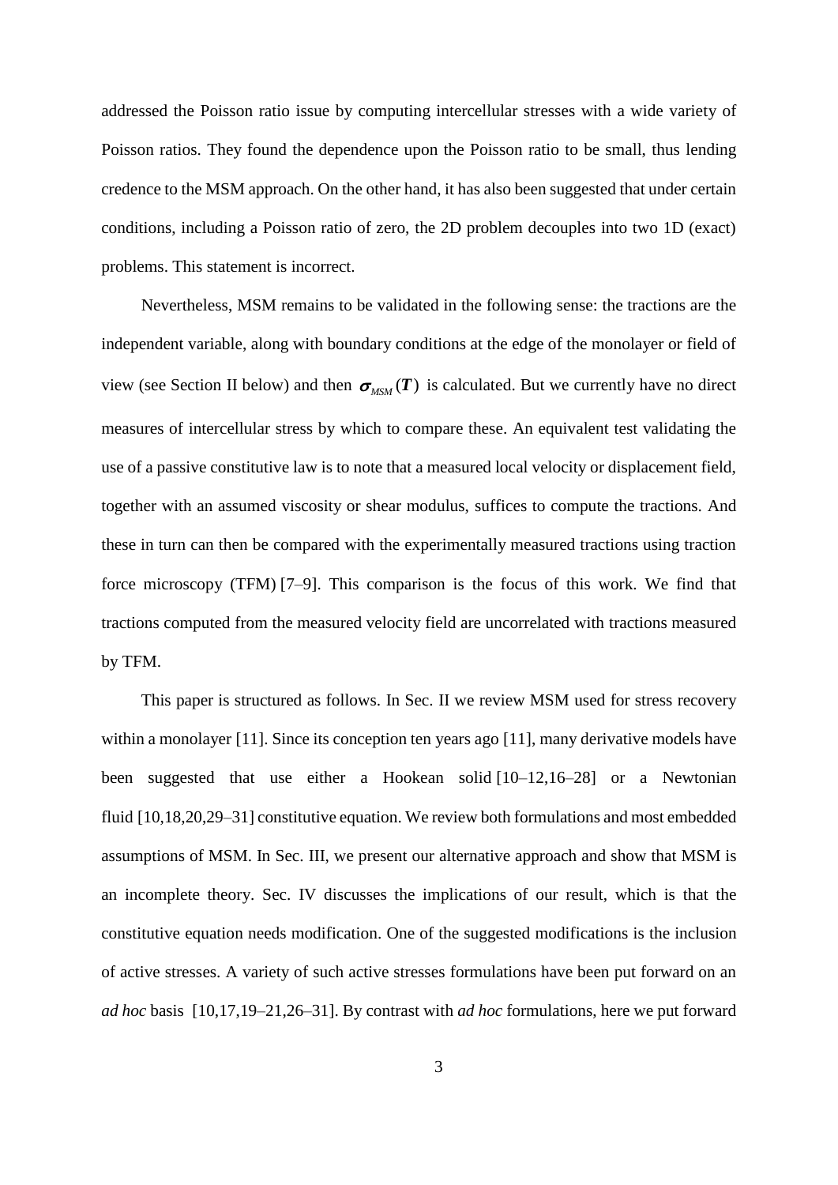addressed the Poisson ratio issue by computing intercellular stresses with a wide variety of Poisson ratios. They found the dependence upon the Poisson ratio to be small, thus lending credence to the MSM approach. On the other hand, it has also been suggested that under certain conditions, including a Poisson ratio of zero, the 2D problem decouples into two 1D (exact) problems. This statement is incorrect.

Nevertheless, MSM remains to be validated in the following sense: the tractions are the independent variable, along with boundary conditions at the edge of the monolayer or field of view (see Section II below) and then $\boldsymbol{\sigma}_{MSM}(\boldsymbol{T})$ is calculated. But we currently have no direct measures of intercellular stress by which to compare these. An equivalent test validating the use of a passive constitutive law is to note that a measured local velocity or displacement field, together with an assumed viscosity or shear modulus, suffices to compute the tractions. And these in turn can then be compared with the experimentally measured tractions using traction force microscopy (TFM) [7–9]. This comparison is the focus of this work. We find that tractions computed from the measured velocity field are uncorrelated with tractions measured by TFM.

This paper is structured as follows. In Sec. II we review MSM used for stress recovery within a monolayer [11]. Since its conception ten years ago [11], many derivative models have been suggested that use either a Hookean solid [10–12,16–28] or a Newtonian fluid [10,18,20,29–31] constitutive equation. We review both formulations and most embedded assumptions of MSM. In Sec. III, we present our alternative approach and show that MSM is an incomplete theory. Sec. IV discusses the implications of our result, which is that the constitutive equation needs modification. One of the suggested modifications is the inclusion of active stresses. A variety of such active stresses formulations have been put forward on an *ad hoc* basis [10,17,19–21,26–31]. By contrast with *ad hoc* formulations, here we put forward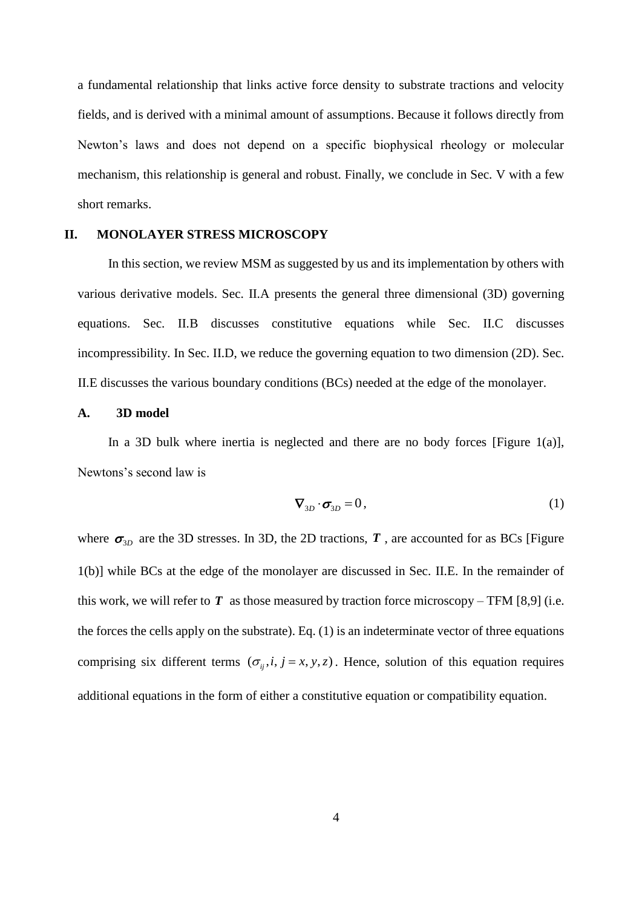a fundamental relationship that links active force density to substrate tractions and velocity fields, and is derived with a minimal amount of assumptions. Because it follows directly from Newton's laws and does not depend on a specific biophysical rheology or molecular mechanism, this relationship is general and robust. Finally, we conclude in Sec. V with a few short remarks.

## II. MONOLAYER STRESS MICROSCOPY

In this section, we review MSM as suggested by us and its implementation by others with various derivative models. Sec. II.A presents the general three dimensional (3D) governing equations. Sec. II.B discusses constitutive equations while Sec. II.C discusses incompressibility. In Sec. II.D, we reduce the governing equation to two dimension (2D). Sec. II.E discusses the various boundary conditions (BCs) needed at the edge of the monolayer.

### A. 3D model

In a 3D bulk where inertia is neglected and there are no body forces [Figure 1(a)], Newtons's second law is

$$\nabla_{3D} \cdot \boldsymbol{\sigma}_{3D} = 0, \tag{1}$$

where $\boldsymbol{\sigma}_{3D}$ are the 3D stresses. In 3D, the 2D tractions, $\boldsymbol{T}$, are accounted for as BCs [Figure 1(b)] while BCs at the edge of the monolayer are discussed in Sec. II.E. In the remainder of this work, we will refer to $\boldsymbol{T}$ as those measured by traction force microscopy – TFM [8,9] (i.e. the forces the cells apply on the substrate). Eq. (1) is an indeterminate vector of three equations comprising six different terms $(\sigma_{ij}, i, j = x, y, z)$. Hence, solution of this equation requires additional equations in the form of either a constitutive equation or compatibility equation.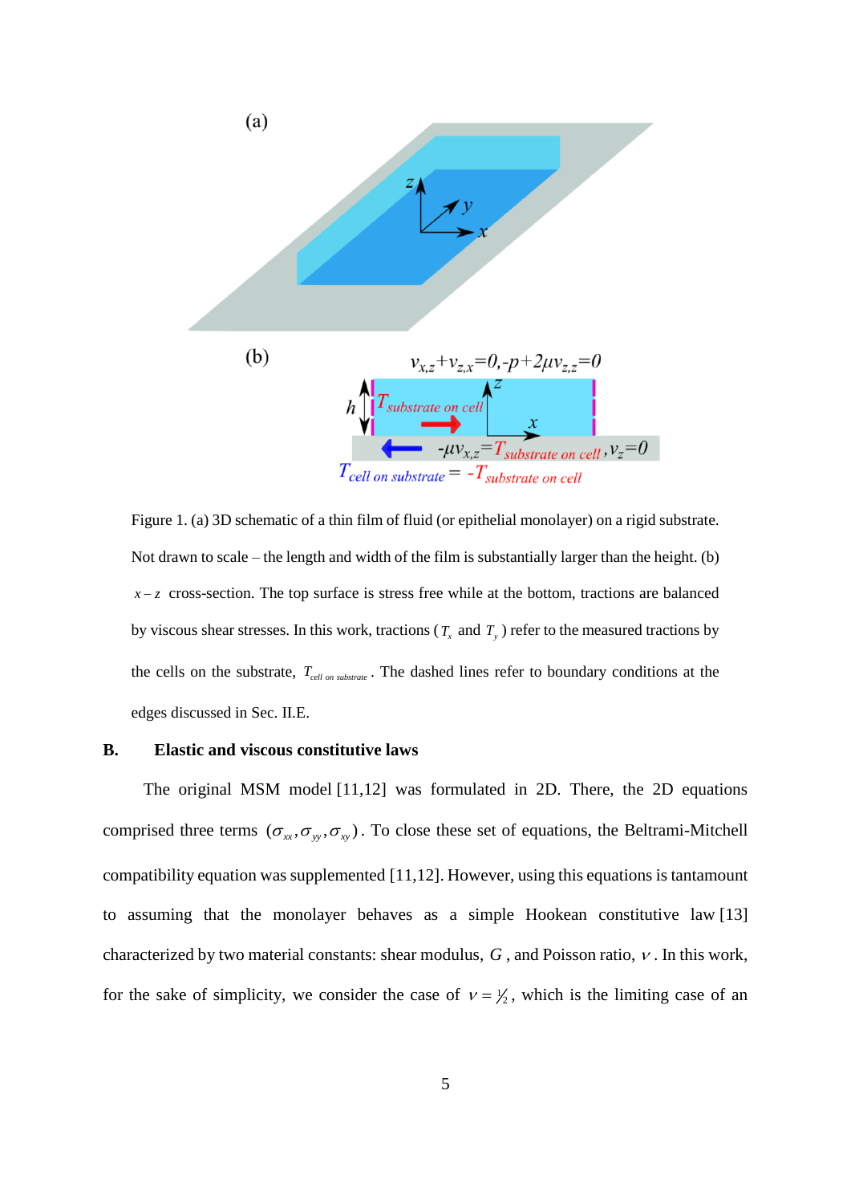Figure 1. (a) 3D schematic of a thin film of fluid (or epithelial monolayer) on a rigid substrate. Not drawn to scale – the length and width of the film is substantially larger than the height. (b) $x-z$ cross-section. The top surface is stress free while at the bottom, tractions are balanced by viscous shear stresses. In this work, tractions ($T_x$ and $T_y$) refer to the measured tractions by the cells on the substrate, $T_{cell\ on\ substrate}$. The dashed lines refer to boundary conditions at the edges discussed in Sec. II.E.

### B. Elastic and viscous constitutive laws

The original MSM model [11,12] was formulated in 2D. There, the 2D equations comprised three terms $(\sigma_{xx}, \sigma_{yy}, \sigma_{xy})$. To close these set of equations, the Beltrami-Mitchell compatibility equation was supplemented [11,12]. However, using this equations is tantamount to assuming that the monolayer behaves as a simple Hookean constitutive law [13] characterized by two material constants: shear modulus, $G$, and Poisson ratio, $\nu$. In this work, for the sake of simplicity, we consider the case of $\nu = \frac{1}{2}$, which is the limiting case of an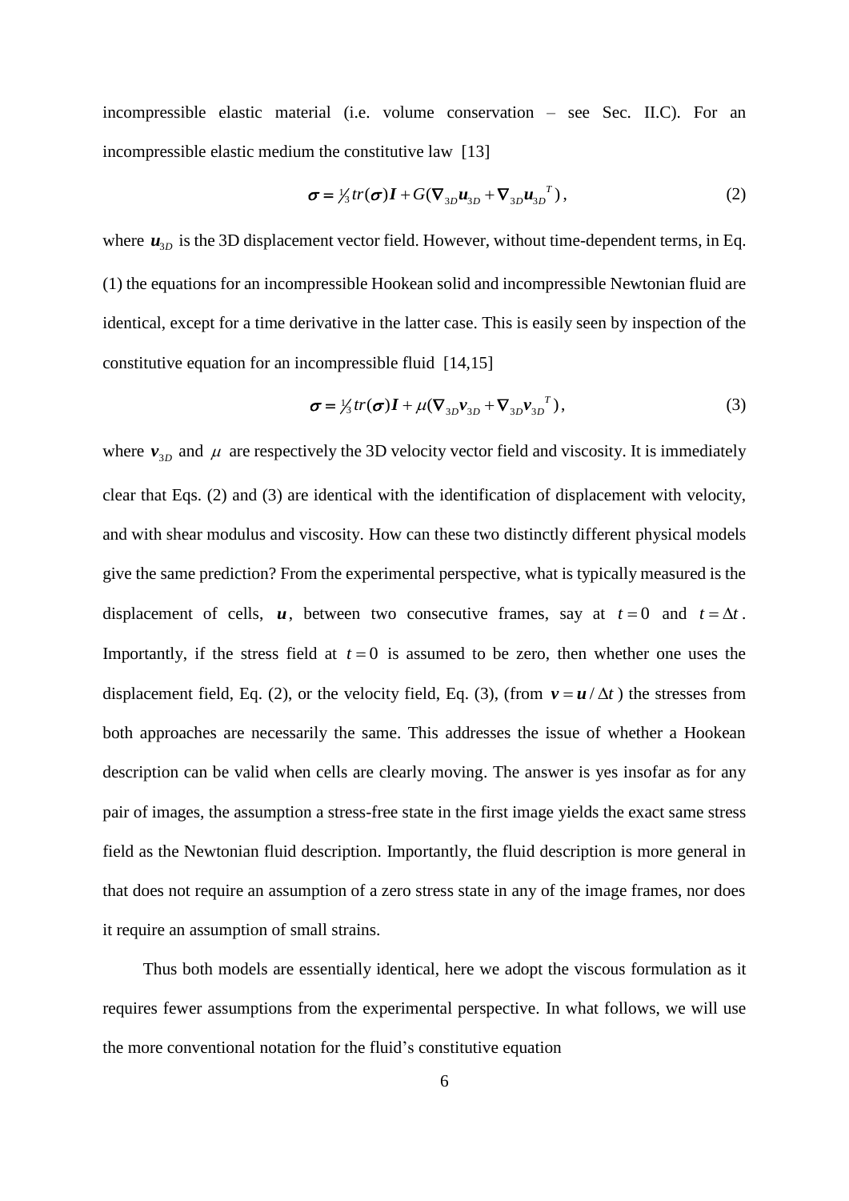incompressible elastic material (i.e. volume conservation – see Sec. II.C). For an incompressible elastic medium the constitutive law [13]

$$\boldsymbol{\sigma} = \tfrac{1}{3} tr(\boldsymbol{\sigma})\boldsymbol{I} + G(\nabla_{3D}\boldsymbol{u}_{3D} + \nabla_{3D}\boldsymbol{u}_{3D}{}^{T}), \tag{2}$$

where $\boldsymbol{u}_{3D}$ is the 3D displacement vector field. However, without time-dependent terms, in Eq. (1) the equations for an incompressible Hookean solid and incompressible Newtonian fluid are identical, except for a time derivative in the latter case. This is easily seen by inspection of the constitutive equation for an incompressible fluid [14,15]

$$\boldsymbol{\sigma} = \tfrac{1}{3} tr(\boldsymbol{\sigma})\boldsymbol{I} + \mu(\nabla_{3D}\boldsymbol{v}_{3D} + \nabla_{3D}\boldsymbol{v}_{3D}{}^{T}), \tag{3}$$

where $\boldsymbol{v}_{3D}$ and $\mu$ are respectively the 3D velocity vector field and viscosity. It is immediately clear that Eqs. (2) and (3) are identical with the identification of displacement with velocity, and with shear modulus and viscosity. How can these two distinctly different physical models give the same prediction? From the experimental perspective, what is typically measured is the displacement of cells, $\boldsymbol{u}$, between two consecutive frames, say at $t = 0$ and $t = \Delta t$. Importantly, if the stress field at $t = 0$ is assumed to be zero, then whether one uses the displacement field, Eq. (2), or the velocity field, Eq. (3), (from $\boldsymbol{v} = \boldsymbol{u} / \Delta t$) the stresses from both approaches are necessarily the same. This addresses the issue of whether a Hookean description can be valid when cells are clearly moving. The answer is yes insofar as for any pair of images, the assumption a stress-free state in the first image yields the exact same stress field as the Newtonian fluid description. Importantly, the fluid description is more general in that does not require an assumption of a zero stress state in any of the image frames, nor does it require an assumption of small strains.

Thus both models are essentially identical, here we adopt the viscous formulation as it requires fewer assumptions from the experimental perspective. In what follows, we will use the more conventional notation for the fluid's constitutive equation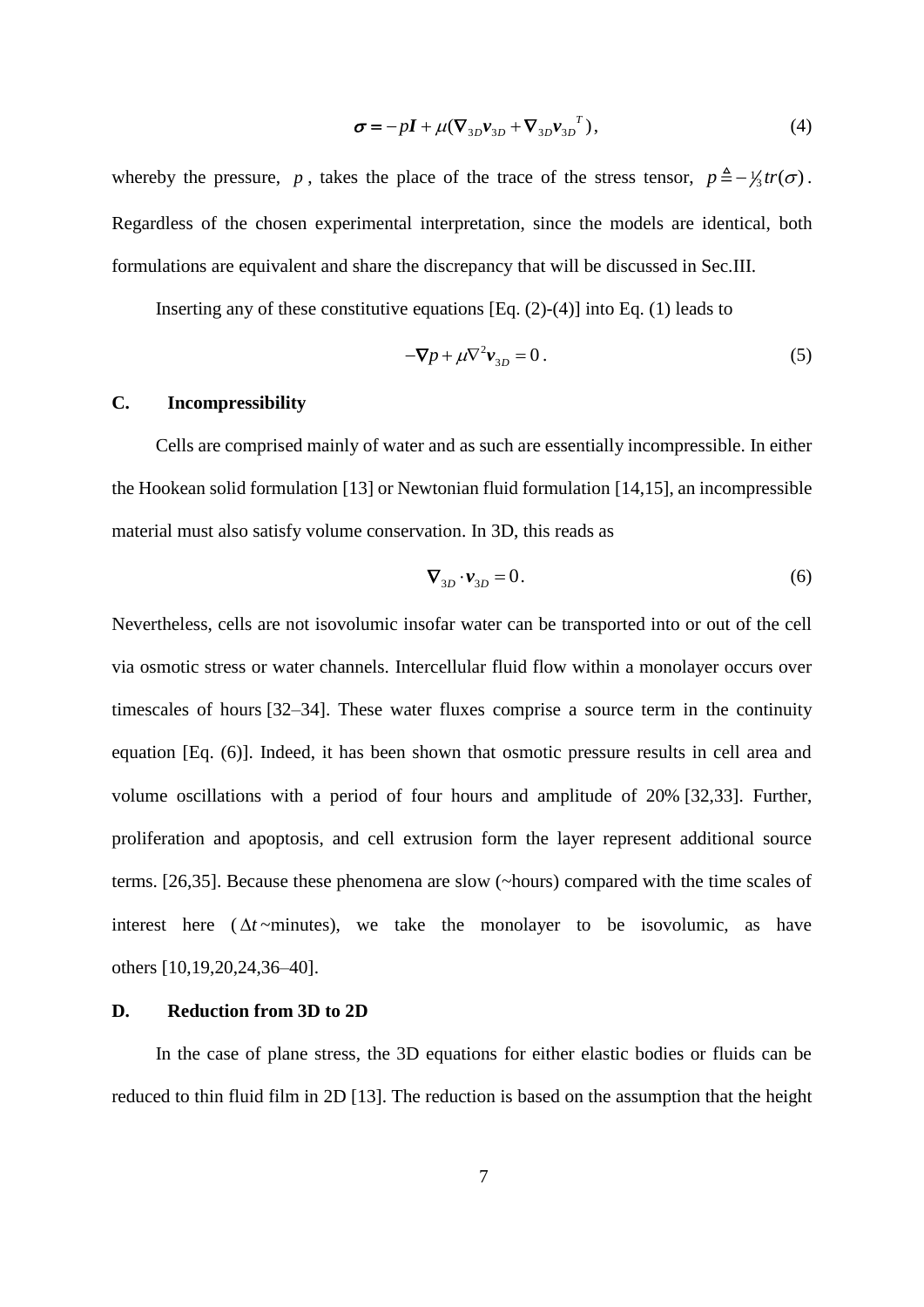$$\boldsymbol{\sigma} = -p\boldsymbol{I} + \mu(\boldsymbol{\nabla}_{3D}\boldsymbol{v}_{3D} + \boldsymbol{\nabla}_{3D}\boldsymbol{v}_{3D}{}^{T}), \tag{4}$$

whereby the pressure, $p$, takes the place of the trace of the stress tensor, $p \triangleq -\frac{1}{3}tr(\sigma)$. Regardless of the chosen experimental interpretation, since the models are identical, both formulations are equivalent and share the discrepancy that will be discussed in Sec.III.

Inserting any of these constitutive equations [Eq. (2)-(4)] into Eq. (1) leads to

$$-\boldsymbol{\nabla}p + \mu\nabla^{2}\boldsymbol{v}_{3D} = 0\,. \tag{5}$$

### C. Incompressibility

Cells are comprised mainly of water and as such are essentially incompressible. In either the Hookean solid formulation [13] or Newtonian fluid formulation [14,15], an incompressible material must also satisfy volume conservation. In 3D, this reads as

$$\boldsymbol{\nabla}_{3D} \cdot \boldsymbol{v}_{3D} = 0\,. \tag{6}$$

Nevertheless, cells are not isovolumic insofar water can be transported into or out of the cell via osmotic stress or water channels. Intercellular fluid flow within a monolayer occurs over timescales of hours [32–34]. These water fluxes comprise a source term in the continuity equation [Eq. (6)]. Indeed, it has been shown that osmotic pressure results in cell area and volume oscillations with a period of four hours and amplitude of 20% [32,33]. Further, proliferation and apoptosis, and cell extrusion form the layer represent additional source terms. [26,35]. Because these phenomena are slow (~hours) compared with the time scales of interest here ($\Delta t$ ~minutes), we take the monolayer to be isovolumic, as have others [10,19,20,24,36–40].

### D. Reduction from 3D to 2D

In the case of plane stress, the 3D equations for either elastic bodies or fluids can be reduced to thin fluid film in 2D [13]. The reduction is based on the assumption that the height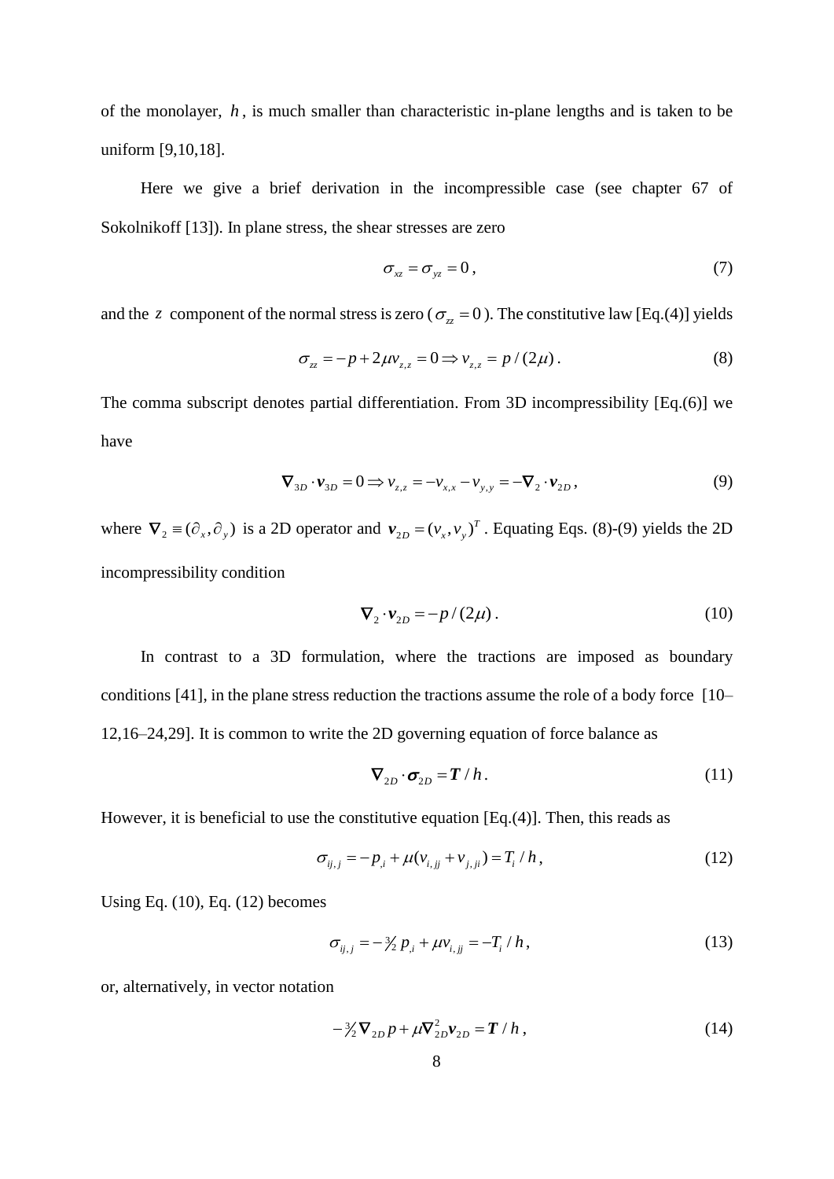of the monolayer, $h$, is much smaller than characteristic in-plane lengths and is taken to be uniform [9,10,18].

Here we give a brief derivation in the incompressible case (see chapter 67 of Sokolnikoff [13]). In plane stress, the shear stresses are zero

$$\sigma_{xz} = \sigma_{yz} = 0\,, \tag{7}$$

and the $z$ component of the normal stress is zero ($\sigma_{zz} = 0$). The constitutive law [Eq.(4)] yields

$$\sigma_{zz} = -p + 2\mu v_{z,z} = 0 \Rightarrow v_{z,z} = p/(2\mu)\,. \tag{8}$$

The comma subscript denotes partial differentiation. From 3D incompressibility [Eq.(6)] we have

$$\boldsymbol{\nabla}_{3D} \cdot \boldsymbol{v}_{3D} = 0 \Rightarrow v_{z,z} = -v_{x,x} - v_{y,y} = -\boldsymbol{\nabla}_2 \cdot \boldsymbol{v}_{2D}\,, \tag{9}$$

where $\boldsymbol{\nabla}_2 \equiv (\partial_x, \partial_y)$ is a 2D operator and $\boldsymbol{v}_{2D} = (v_x, v_y)^T$. Equating Eqs. (8)-(9) yields the 2D incompressibility condition

$$\boldsymbol{\nabla}_2 \cdot \boldsymbol{v}_{2D} = -p/(2\mu)\,. \tag{10}$$

In contrast to a 3D formulation, where the tractions are imposed as boundary conditions [41], in the plane stress reduction the tractions assume the role of a body force [10–12,16–24,29]. It is common to write the 2D governing equation of force balance as

$$\boldsymbol{\nabla}_{2D} \cdot \boldsymbol{\sigma}_{2D} = \boldsymbol{T}/h\,. \tag{11}$$

However, it is beneficial to use the constitutive equation [Eq.(4)]. Then, this reads as

$$\sigma_{ij,j} = -p_{,i} + \mu(v_{i,jj} + v_{j,ji}) = T_i/h\,, \tag{12}$$

Using Eq. (10), Eq. (12) becomes

$$\sigma_{ij,j} = -\tfrac{3}{2}\,p_{,i} + \mu v_{i,jj} = -T_i/h\,, \tag{13}$$

or, alternatively, in vector notation

$$-\tfrac{3}{2}\boldsymbol{\nabla}_{2D}\,p + \mu\boldsymbol{\nabla}^2_{2D}\boldsymbol{v}_{2D} = \boldsymbol{T}/h\,, \tag{14}$$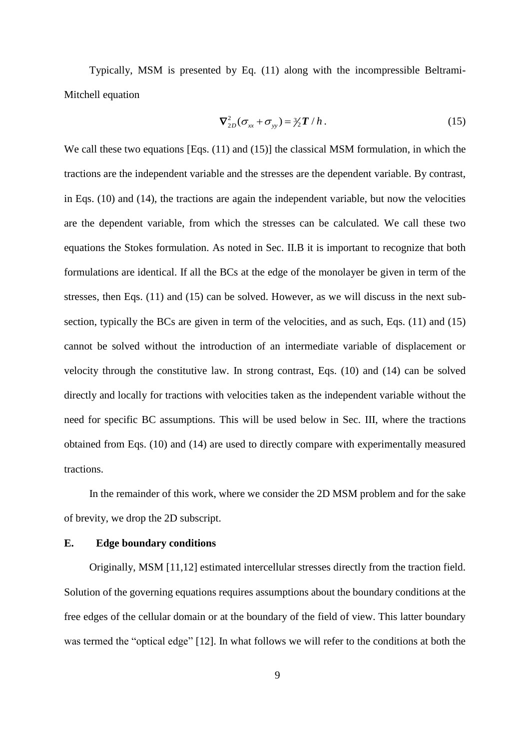Typically, MSM is presented by Eq. (11) along with the incompressible Beltrami-Mitchell equation

$$\nabla^2_{2D}(\sigma_{xx} + \sigma_{yy}) = \tfrac{3}{2}\boldsymbol{T} / h \,. \tag{15}$$

We call these two equations [Eqs. (11) and (15)] the classical MSM formulation, in which the tractions are the independent variable and the stresses are the dependent variable. By contrast, in Eqs. (10) and (14), the tractions are again the independent variable, but now the velocities are the dependent variable, from which the stresses can be calculated. We call these two equations the Stokes formulation. As noted in Sec. II.B it is important to recognize that both formulations are identical. If all the BCs at the edge of the monolayer be given in term of the stresses, then Eqs. (11) and (15) can be solved. However, as we will discuss in the next sub-section, typically the BCs are given in term of the velocities, and as such, Eqs. (11) and (15) cannot be solved without the introduction of an intermediate variable of displacement or velocity through the constitutive law. In strong contrast, Eqs. (10) and (14) can be solved directly and locally for tractions with velocities taken as the independent variable without the need for specific BC assumptions. This will be used below in Sec. III, where the tractions obtained from Eqs. (10) and (14) are used to directly compare with experimentally measured tractions.

In the remainder of this work, where we consider the 2D MSM problem and for the sake of brevity, we drop the 2D subscript.

### E. Edge boundary conditions

Originally, MSM [11,12] estimated intercellular stresses directly from the traction field. Solution of the governing equations requires assumptions about the boundary conditions at the free edges of the cellular domain or at the boundary of the field of view. This latter boundary was termed the "optical edge" [12]. In what follows we will refer to the conditions at both the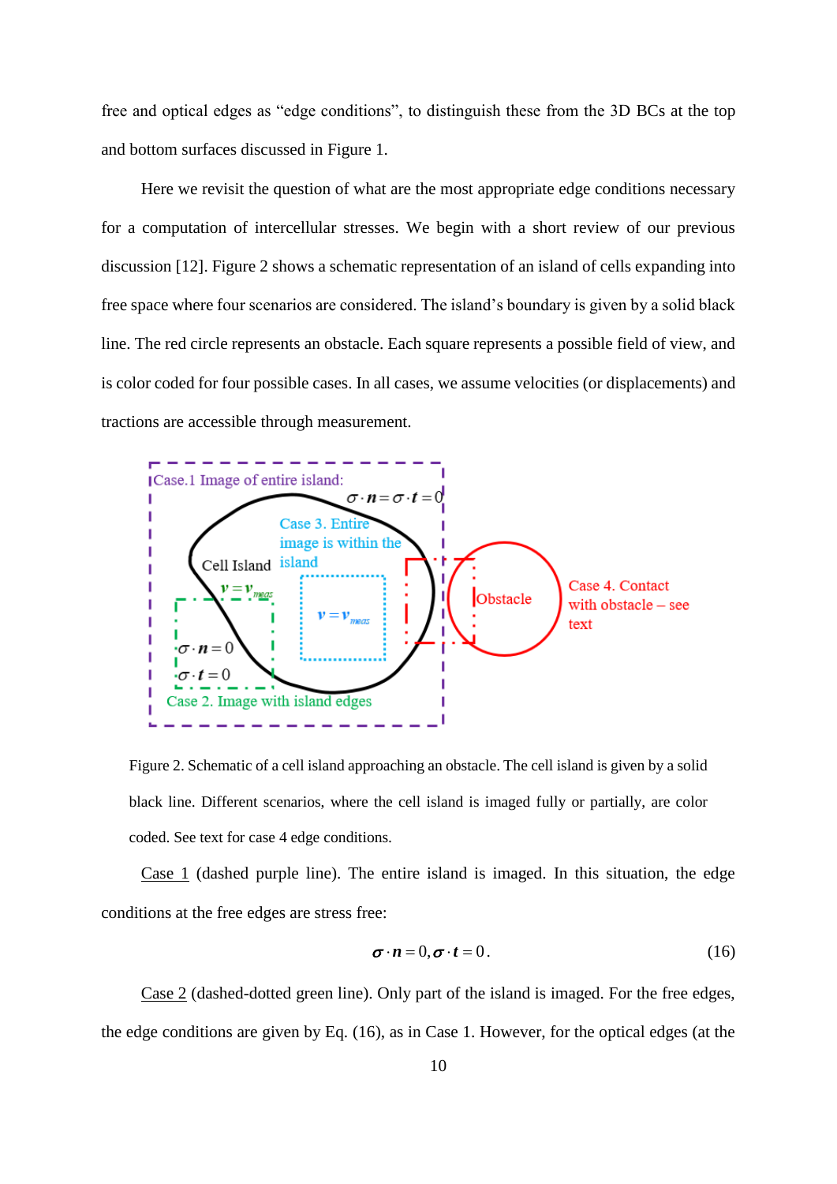free and optical edges as “edge conditions”, to distinguish these from the 3D BCs at the top and bottom surfaces discussed in Figure 1.

Here we revisit the question of what are the most appropriate edge conditions necessary for a computation of intercellular stresses. We begin with a short review of our previous discussion [12]. Figure 2 shows a schematic representation of an island of cells expanding into free space where four scenarios are considered. The island’s boundary is given by a solid black line. The red circle represents an obstacle. Each square represents a possible field of view, and is color coded for four possible cases. In all cases, we assume velocities (or displacements) and tractions are accessible through measurement.

Figure 2. Schematic of a cell island approaching an obstacle. The cell island is given by a solid black line. Different scenarios, where the cell island is imaged fully or partially, are color coded. See text for case 4 edge conditions.

Case 1 (dashed purple line). The entire island is imaged. In this situation, the edge conditions at the free edges are stress free:

$$\boldsymbol{\sigma} \cdot \boldsymbol{n} = 0, \boldsymbol{\sigma} \cdot \boldsymbol{t} = 0 . \tag{16}$$

Case 2 (dashed-dotted green line). Only part of the island is imaged. For the free edges, the edge conditions are given by Eq. (16), as in Case 1. However, for the optical edges (at the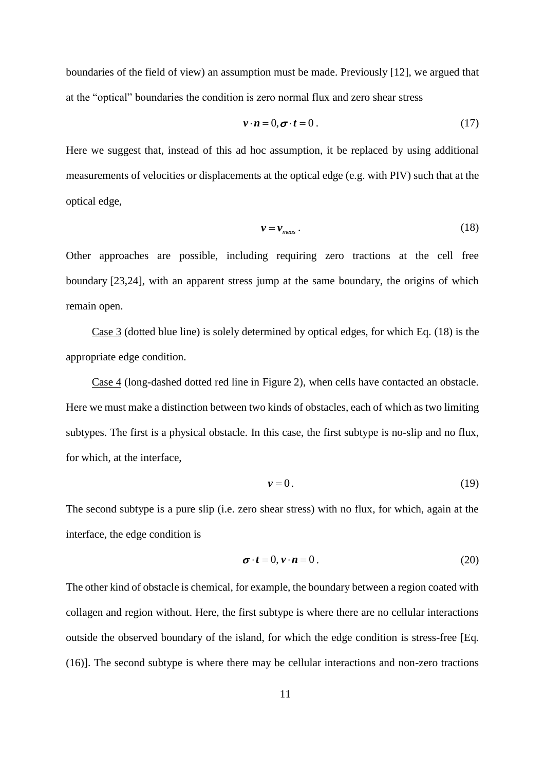boundaries of the field of view) an assumption must be made. Previously [12], we argued that at the "optical" boundaries the condition is zero normal flux and zero shear stress

$$\boldsymbol{v} \cdot \boldsymbol{n} = 0, \boldsymbol{\sigma} \cdot \boldsymbol{t} = 0 \,. \tag{17}$$

Here we suggest that, instead of this ad hoc assumption, it be replaced by using additional measurements of velocities or displacements at the optical edge (e.g. with PIV) such that at the optical edge,

$$\boldsymbol{v} = \boldsymbol{v}_{meas} \,. \tag{18}$$

Other approaches are possible, including requiring zero tractions at the cell free boundary [23,24], with an apparent stress jump at the same boundary, the origins of which remain open.

Case 3 (dotted blue line) is solely determined by optical edges, for which Eq. (18) is the appropriate edge condition.

Case 4 (long-dashed dotted red line in Figure 2), when cells have contacted an obstacle. Here we must make a distinction between two kinds of obstacles, each of which as two limiting subtypes. The first is a physical obstacle. In this case, the first subtype is no-slip and no flux, for which, at the interface,

$$\boldsymbol{v} = 0 \,. \tag{19}$$

The second subtype is a pure slip (i.e. zero shear stress) with no flux, for which, again at the interface, the edge condition is

$$\boldsymbol{\sigma} \cdot \boldsymbol{t} = 0, \boldsymbol{v} \cdot \boldsymbol{n} = 0 \,. \tag{20}$$

The other kind of obstacle is chemical, for example, the boundary between a region coated with collagen and region without. Here, the first subtype is where there are no cellular interactions outside the observed boundary of the island, for which the edge condition is stress-free [Eq. (16)]. The second subtype is where there may be cellular interactions and non-zero tractions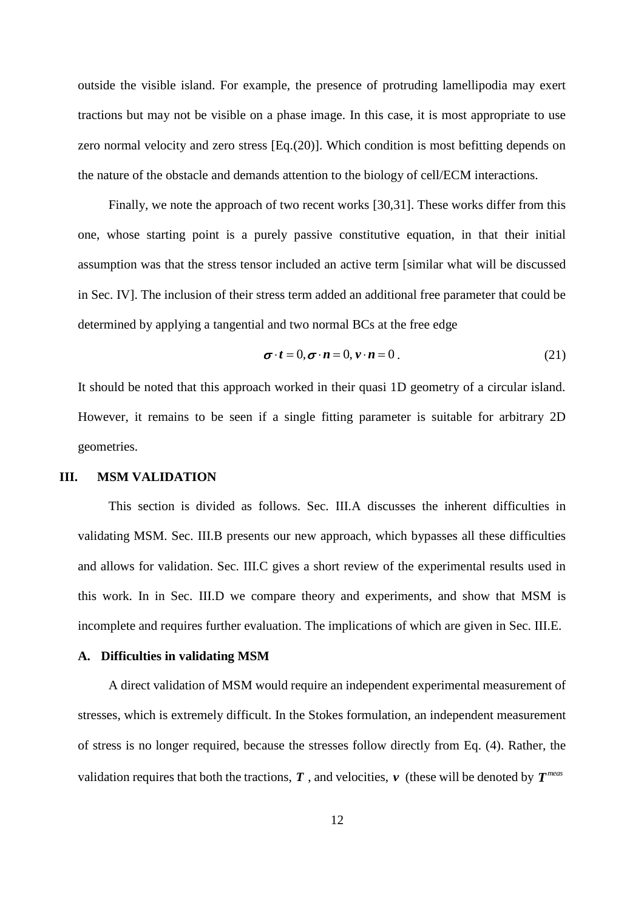outside the visible island. For example, the presence of protruding lamellipodia may exert tractions but may not be visible on a phase image. In this case, it is most appropriate to use zero normal velocity and zero stress [Eq.(20)]. Which condition is most befitting depends on the nature of the obstacle and demands attention to the biology of cell/ECM interactions.

Finally, we note the approach of two recent works [30,31]. These works differ from this one, whose starting point is a purely passive constitutive equation, in that their initial assumption was that the stress tensor included an active term [similar what will be discussed in Sec. IV]. The inclusion of their stress term added an additional free parameter that could be determined by applying a tangential and two normal BCs at the free edge

$$\boldsymbol{\sigma} \cdot \boldsymbol{t} = 0, \boldsymbol{\sigma} \cdot \boldsymbol{n} = 0, \boldsymbol{v} \cdot \boldsymbol{n} = 0 \,. \tag{21}$$

It should be noted that this approach worked in their quasi 1D geometry of a circular island. However, it remains to be seen if a single fitting parameter is suitable for arbitrary 2D geometries.

## III. MSM VALIDATION

This section is divided as follows. Sec. III.A discusses the inherent difficulties in validating MSM. Sec. III.B presents our new approach, which bypasses all these difficulties and allows for validation. Sec. III.C gives a short review of the experimental results used in this work. In in Sec. III.D we compare theory and experiments, and show that MSM is incomplete and requires further evaluation. The implications of which are given in Sec. III.E.

### A. Difficulties in validating MSM

A direct validation of MSM would require an independent experimental measurement of stresses, which is extremely difficult. In the Stokes formulation, an independent measurement of stress is no longer required, because the stresses follow directly from Eq. (4). Rather, the validation requires that both the tractions, $\boldsymbol{T}$ , and velocities, $\boldsymbol{v}$ (these will be denoted by $\boldsymbol{T}^{meas}$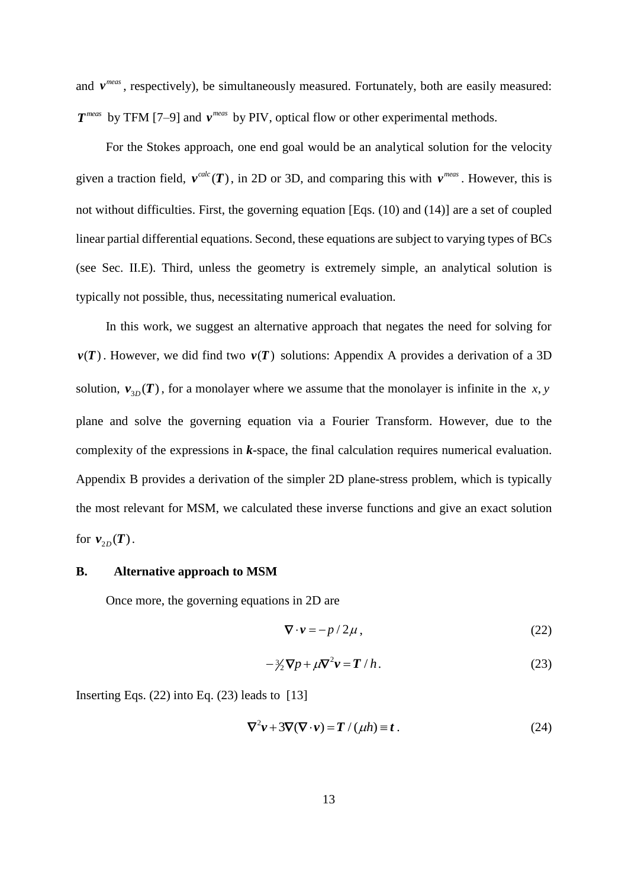and $\boldsymbol{v}^{meas}$, respectively), be simultaneously measured. Fortunately, both are easily measured: $\boldsymbol{T}^{meas}$ by TFM [7–9] and $\boldsymbol{v}^{meas}$ by PIV, optical flow or other experimental methods.

For the Stokes approach, one end goal would be an analytical solution for the velocity given a traction field, $\boldsymbol{v}^{calc}(\boldsymbol{T})$, in 2D or 3D, and comparing this with $\boldsymbol{v}^{meas}$. However, this is not without difficulties. First, the governing equation [Eqs. (10) and (14)] are a set of coupled linear partial differential equations. Second, these equations are subject to varying types of BCs (see Sec. II.E). Third, unless the geometry is extremely simple, an analytical solution is typically not possible, thus, necessitating numerical evaluation.

In this work, we suggest an alternative approach that negates the need for solving for $\boldsymbol{v}(\boldsymbol{T})$. However, we did find two $\boldsymbol{v}(\boldsymbol{T})$ solutions: Appendix A provides a derivation of a 3D solution, $\boldsymbol{v}_{3D}(\boldsymbol{T})$, for a monolayer where we assume that the monolayer is infinite in the $x, y$ plane and solve the governing equation via a Fourier Transform. However, due to the complexity of the expressions in $\boldsymbol{k}$-space, the final calculation requires numerical evaluation. Appendix B provides a derivation of the simpler 2D plane-stress problem, which is typically the most relevant for MSM, we calculated these inverse functions and give an exact solution for $\boldsymbol{v}_{2D}(\boldsymbol{T})$.

### B. Alternative approach to MSM

Once more, the governing equations in 2D are

$$\nabla \cdot \boldsymbol{v} = -p / 2\mu \,, \tag{22}$$

$$-\tfrac{3}{2}\nabla p + \mu \nabla^2 \boldsymbol{v} = \boldsymbol{T} / h \,. \tag{23}$$

Inserting Eqs. (22) into Eq. (23) leads to [13]

$$\nabla^2 \boldsymbol{v} + 3\nabla(\nabla \cdot \boldsymbol{v}) = \boldsymbol{T} / (\mu h) \equiv \boldsymbol{t} \,. \tag{24}$$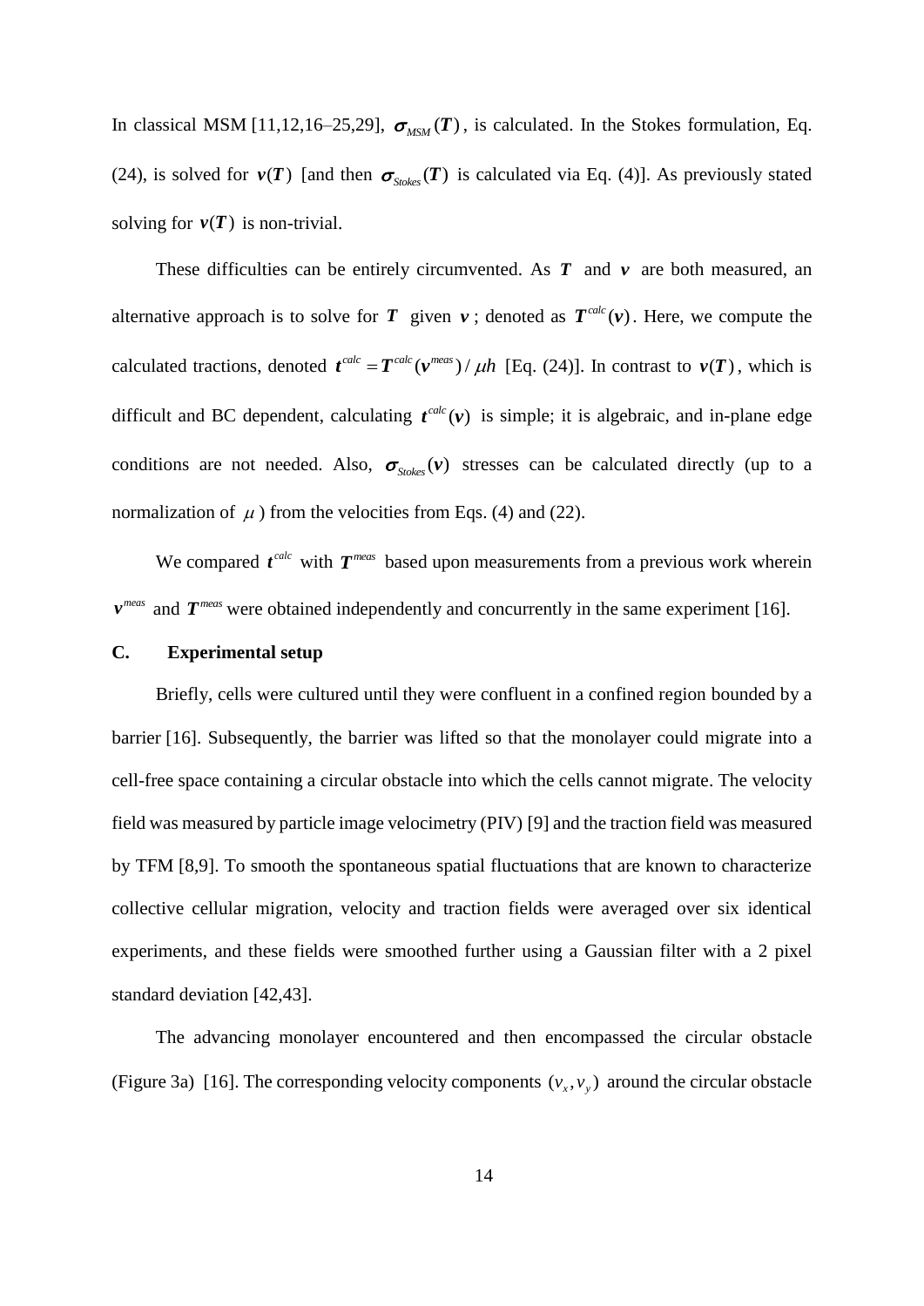In classical MSM [11,12,16–25,29], $\boldsymbol{\sigma}_{MSM}(\boldsymbol{T})$, is calculated. In the Stokes formulation, Eq. (24), is solved for $\boldsymbol{v}(\boldsymbol{T})$ [and then $\boldsymbol{\sigma}_{Stokes}(\boldsymbol{T})$ is calculated via Eq. (4)]. As previously stated solving for $\boldsymbol{v}(\boldsymbol{T})$ is non-trivial.

These difficulties can be entirely circumvented. As $\boldsymbol{T}$ and $\boldsymbol{v}$ are both measured, an alternative approach is to solve for $\boldsymbol{T}$ given $\boldsymbol{v}$; denoted as $\boldsymbol{T}^{calc}(\boldsymbol{v})$. Here, we compute the calculated tractions, denoted $\boldsymbol{t}^{calc} = \boldsymbol{T}^{calc}(\boldsymbol{v}^{meas}) / \mu h$ [Eq. (24)]. In contrast to $\boldsymbol{v}(\boldsymbol{T})$, which is difficult and BC dependent, calculating $\boldsymbol{t}^{calc}(\boldsymbol{v})$ is simple; it is algebraic, and in-plane edge conditions are not needed. Also, $\boldsymbol{\sigma}_{Stokes}(\boldsymbol{v})$ stresses can be calculated directly (up to a normalization of $\mu$) from the velocities from Eqs. (4) and (22).

We compared $\boldsymbol{t}^{calc}$ with $\boldsymbol{T}^{meas}$ based upon measurements from a previous work wherein $\boldsymbol{v}^{meas}$ and $\boldsymbol{T}^{meas}$ were obtained independently and concurrently in the same experiment [16].

### C. Experimental setup

Briefly, cells were cultured until they were confluent in a confined region bounded by a barrier [16]. Subsequently, the barrier was lifted so that the monolayer could migrate into a cell-free space containing a circular obstacle into which the cells cannot migrate. The velocity field was measured by particle image velocimetry (PIV) [9] and the traction field was measured by TFM [8,9]. To smooth the spontaneous spatial fluctuations that are known to characterize collective cellular migration, velocity and traction fields were averaged over six identical experiments, and these fields were smoothed further using a Gaussian filter with a 2 pixel standard deviation [42,43].

The advancing monolayer encountered and then encompassed the circular obstacle (Figure 3a) [16]. The corresponding velocity components $(v_x, v_y)$ around the circular obstacle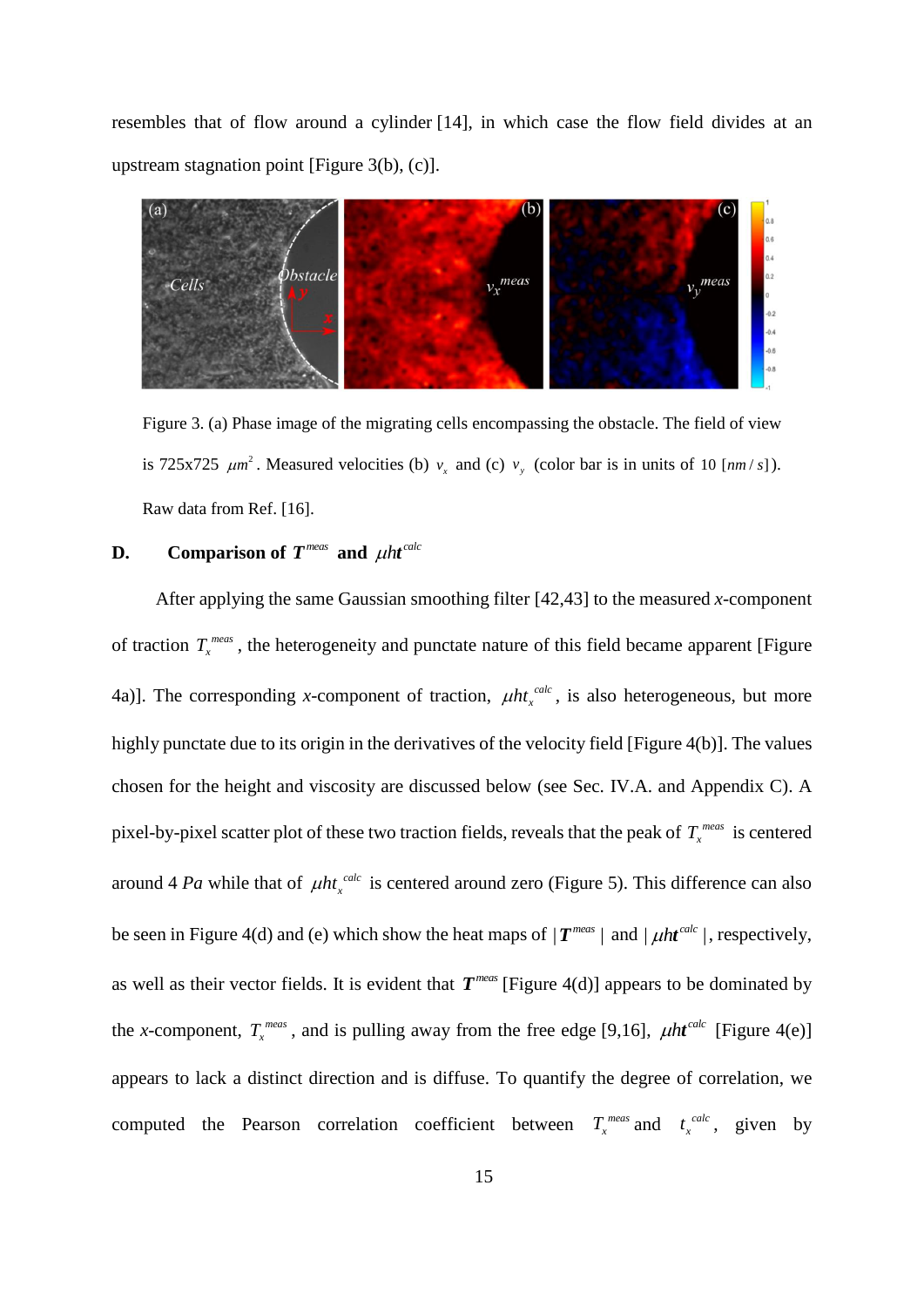resembles that of flow around a cylinder [14], in which case the flow field divides at an upstream stagnation point [Figure 3(b), (c)].

Figure 3. (a) Phase image of the migrating cells encompassing the obstacle. The field of view is 725x725 $\mu m^2$. Measured velocities (b) $v_x$ and (c) $v_y$ (color bar is in units of $10\ [nm/s]$). Raw data from Ref. [16].

### D. Comparison of $\boldsymbol{T}^{meas}$ and $\mu h\boldsymbol{t}^{calc}$

After applying the same Gaussian smoothing filter [42,43] to the measured *x*-component of traction $T_x^{meas}$, the heterogeneity and punctate nature of this field became apparent [Figure 4a)]. The corresponding *x*-component of traction, $\mu h t_x^{calc}$, is also heterogeneous, but more highly punctate due to its origin in the derivatives of the velocity field [Figure 4(b)]. The values chosen for the height and viscosity are discussed below (see Sec. IV.A. and Appendix C). A pixel-by-pixel scatter plot of these two traction fields, reveals that the peak of $T_x^{meas}$ is centered around 4 *Pa* while that of $\mu h t_x^{calc}$ is centered around zero (Figure 5). This difference can also be seen in Figure 4(d) and (e) which show the heat maps of $|\boldsymbol{T}^{meas}|$ and $|\mu h\boldsymbol{t}^{calc}|$, respectively, as well as their vector fields. It is evident that $\boldsymbol{T}^{meas}$ [Figure 4(d)] appears to be dominated by the *x*-component, $T_x^{meas}$, and is pulling away from the free edge [9,16], $\mu h\boldsymbol{t}^{calc}$ [Figure 4(e)] appears to lack a distinct direction and is diffuse. To quantify the degree of correlation, we computed the Pearson correlation coefficient between $T_x^{meas}$ and $t_x^{calc}$, given by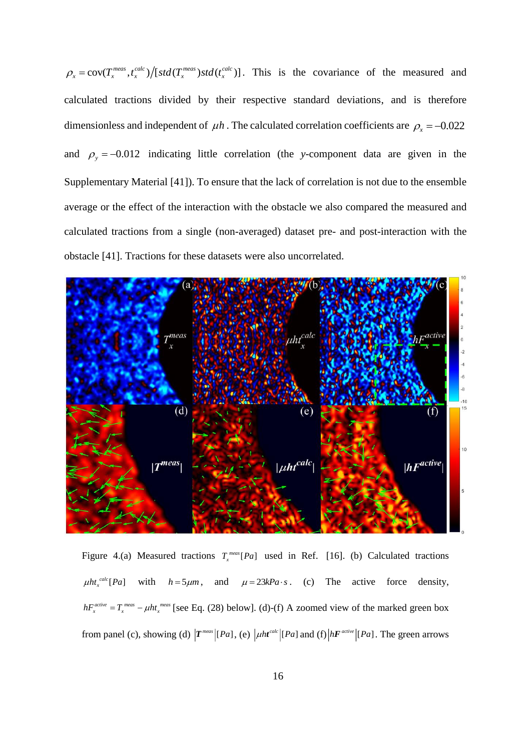$\rho_x = \mathrm{cov}(T_x^{meas}, t_x^{calc}) / [std(T_x^{meas}) std(t_x^{calc})]$. This is the covariance of the measured and calculated tractions divided by their respective standard deviations, and is therefore dimensionless and independent of $\mu h$. The calculated correlation coefficients are $\rho_x = -0.022$ and $\rho_y = -0.012$ indicating little correlation (the *y*-component data are given in the Supplementary Material [41]). To ensure that the lack of correlation is not due to the ensemble average or the effect of the interaction with the obstacle we also compared the measured and calculated tractions from a single (non-averaged) dataset pre- and post-interaction with the obstacle [41]. Tractions for these datasets were also uncorrelated.

Figure 4.(a) Measured tractions $T_x^{meas}[Pa]$ used in Ref. [16]. (b) Calculated tractions $\mu h t_x^{calc}[Pa]$ with $h = 5\mu m$, and $\mu = 23 kPa \cdot s$. (c) The active force density, $hF_x^{active} = T_x^{meas} - \mu h t_x^{meas}$ [see Eq. (28) below]. (d)-(f) A zoomed view of the marked green box from panel (c), showing (d) $|\boldsymbol{T}^{meas}|[Pa]$, (e) $|\mu h \boldsymbol{t}^{calc}|[Pa]$ and (f) $|h\boldsymbol{F}^{active}|[Pa]$. The green arrows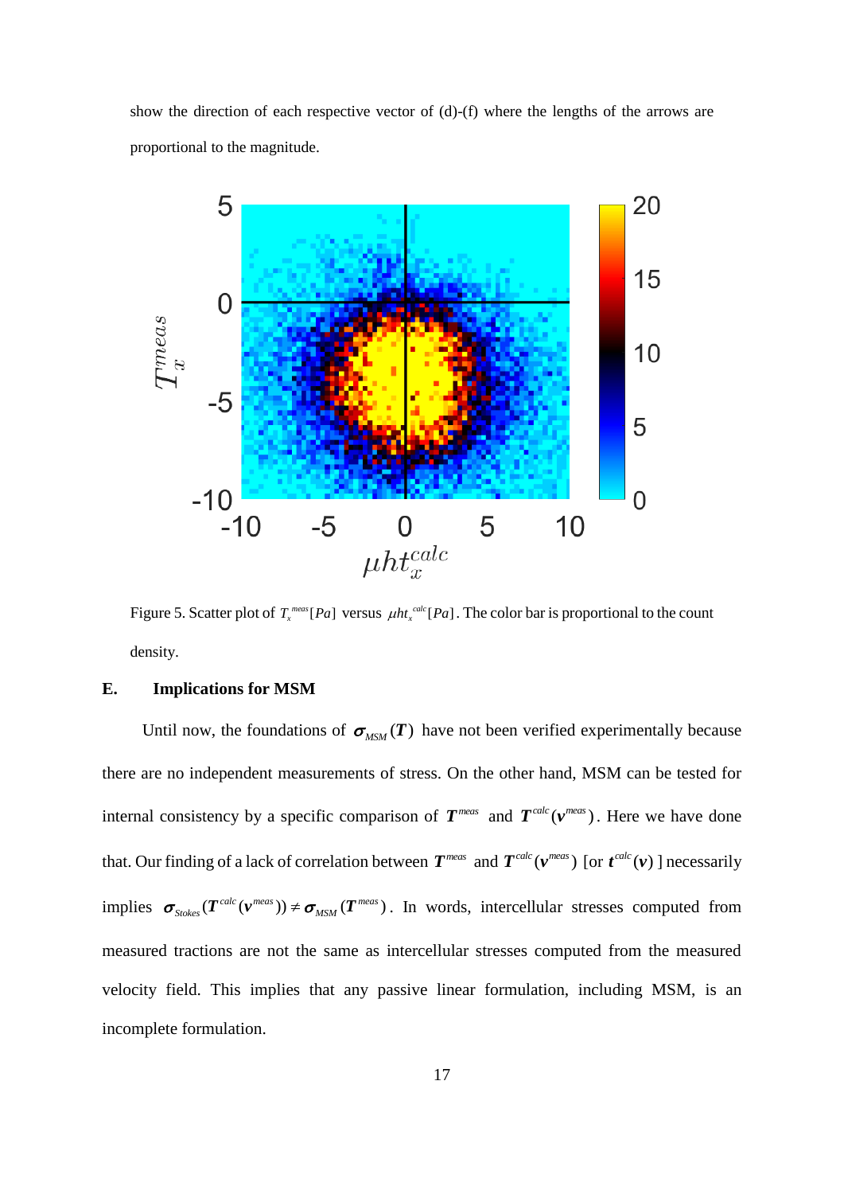show the direction of each respective vector of (d)-(f) where the lengths of the arrows are proportional to the magnitude.

Figure 5. Scatter plot of $T_x^{meas}[Pa]$ versus $\mu h t_x^{calc}[Pa]$. The color bar is proportional to the count density.

## E. Implications for MSM

Until now, the foundations of $\boldsymbol{\sigma}_{MSM}(\boldsymbol{T})$ have not been verified experimentally because there are no independent measurements of stress. On the other hand, MSM can be tested for internal consistency by a specific comparison of $\boldsymbol{T}^{meas}$ and $\boldsymbol{T}^{calc}(\boldsymbol{v}^{meas})$. Here we have done that. Our finding of a lack of correlation between $\boldsymbol{T}^{meas}$ and $\boldsymbol{T}^{calc}(\boldsymbol{v}^{meas})$ [or $\boldsymbol{t}^{calc}(\boldsymbol{v})$ ] necessarily implies $\boldsymbol{\sigma}_{Stokes}(\boldsymbol{T}^{calc}(\boldsymbol{v}^{meas})) \neq \boldsymbol{\sigma}_{MSM}(\boldsymbol{T}^{meas})$. In words, intercellular stresses computed from measured tractions are not the same as intercellular stresses computed from the measured velocity field. This implies that any passive linear formulation, including MSM, is an incomplete formulation.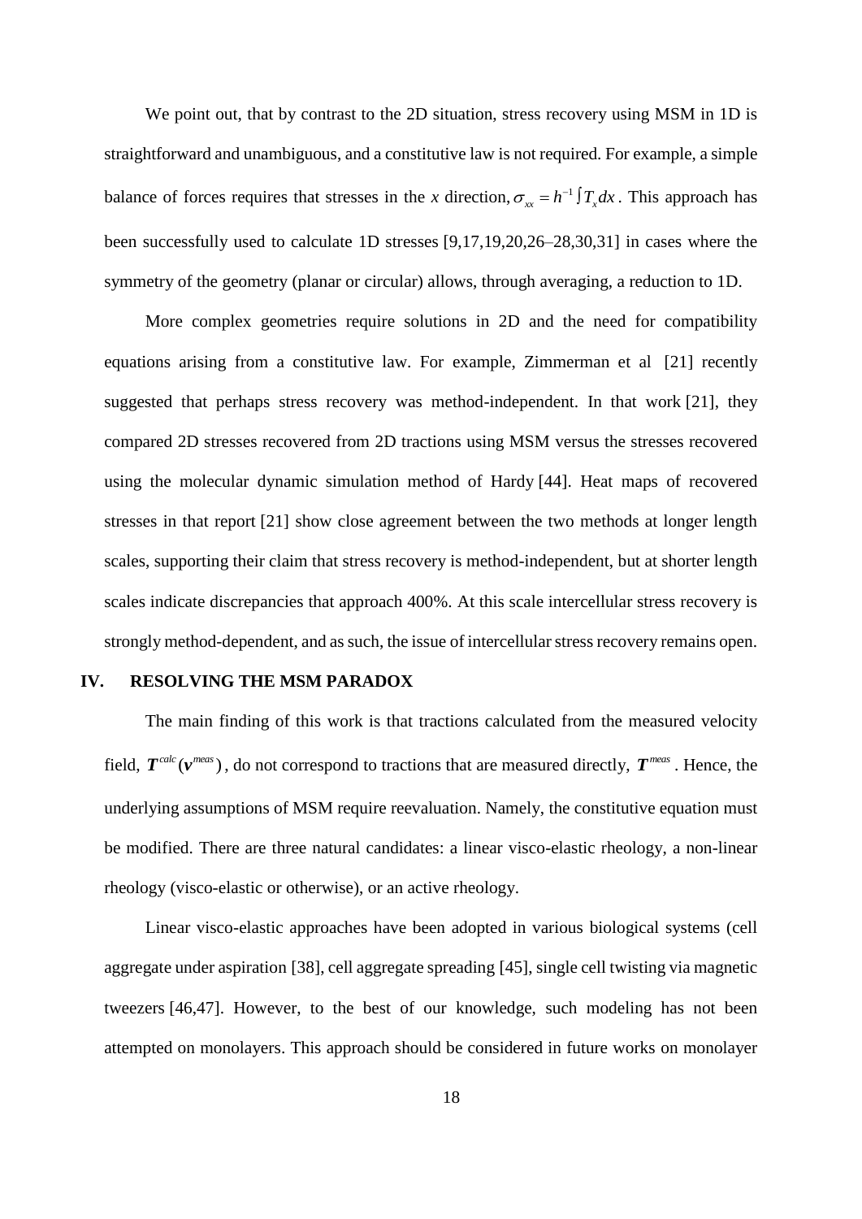We point out, that by contrast to the 2D situation, stress recovery using MSM in 1D is straightforward and unambiguous, and a constitutive law is not required. For example, a simple balance of forces requires that stresses in the *x* direction, $\sigma_{xx} = h^{-1}\int T_x dx$. This approach has been successfully used to calculate 1D stresses [9,17,19,20,26–28,30,31] in cases where the symmetry of the geometry (planar or circular) allows, through averaging, a reduction to 1D.

More complex geometries require solutions in 2D and the need for compatibility equations arising from a constitutive law. For example, Zimmerman et al [21] recently suggested that perhaps stress recovery was method-independent. In that work [21], they compared 2D stresses recovered from 2D tractions using MSM versus the stresses recovered using the molecular dynamic simulation method of Hardy [44]. Heat maps of recovered stresses in that report [21] show close agreement between the two methods at longer length scales, supporting their claim that stress recovery is method-independent, but at shorter length scales indicate discrepancies that approach 400%. At this scale intercellular stress recovery is strongly method-dependent, and as such, the issue of intercellular stress recovery remains open.

## IV. RESOLVING THE MSM PARADOX

The main finding of this work is that tractions calculated from the measured velocity field, $\boldsymbol{T}^{calc}(\boldsymbol{v}^{meas})$, do not correspond to tractions that are measured directly, $\boldsymbol{T}^{meas}$. Hence, the underlying assumptions of MSM require reevaluation. Namely, the constitutive equation must be modified. There are three natural candidates: a linear visco-elastic rheology, a non-linear rheology (visco-elastic or otherwise), or an active rheology.

Linear visco-elastic approaches have been adopted in various biological systems (cell aggregate under aspiration [38], cell aggregate spreading [45], single cell twisting via magnetic tweezers [46,47]. However, to the best of our knowledge, such modeling has not been attempted on monolayers. This approach should be considered in future works on monolayer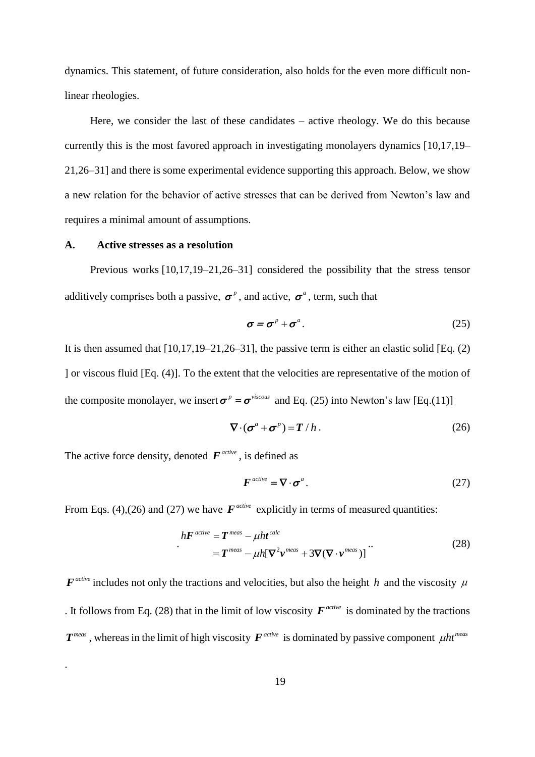dynamics. This statement, of future consideration, also holds for the even more difficult non-linear rheologies.

Here, we consider the last of these candidates – active rheology. We do this because currently this is the most favored approach in investigating monolayers dynamics [10,17,19–21,26–31] and there is some experimental evidence supporting this approach. Below, we show a new relation for the behavior of active stresses that can be derived from Newton's law and requires a minimal amount of assumptions.

### A. Active stresses as a resolution

Previous works [10,17,19–21,26–31] considered the possibility that the stress tensor additively comprises both a passive, $\boldsymbol{\sigma}^p$, and active, $\boldsymbol{\sigma}^a$, term, such that

$$\boldsymbol{\sigma} = \boldsymbol{\sigma}^p + \boldsymbol{\sigma}^a . \tag{25}$$

It is then assumed that [10,17,19–21,26–31], the passive term is either an elastic solid [Eq. (2)] or viscous fluid [Eq. (4)]. To the extent that the velocities are representative of the motion of the composite monolayer, we insert $\boldsymbol{\sigma}^p = \boldsymbol{\sigma}^{viscous}$ and Eq. (25) into Newton's law [Eq.(11)]

$$\nabla \cdot (\boldsymbol{\sigma}^a + \boldsymbol{\sigma}^p) = \boldsymbol{T} / h . \tag{26}$$

The active force density, denoted $\boldsymbol{F}^{active}$, is defined as

$$\boldsymbol{F}^{active} = \nabla \cdot \boldsymbol{\sigma}^a . \tag{27}$$

From Eqs. (4),(26) and (27) we have $\boldsymbol{F}^{active}$ explicitly in terms of measured quantities:

$$\begin{aligned} h\boldsymbol{F}^{active} &= \boldsymbol{T}^{meas} - \mu h \boldsymbol{t}^{calc} \\ &= \boldsymbol{T}^{meas} - \mu h [\nabla^2 \boldsymbol{v}^{meas} + 3\nabla(\nabla \cdot \boldsymbol{v}^{meas})] \end{aligned} \tag{28}$$

$\boldsymbol{F}^{active}$ includes not only the tractions and velocities, but also the height $h$ and the viscosity $\mu$. It follows from Eq. (28) that in the limit of low viscosity $\boldsymbol{F}^{active}$ is dominated by the tractions $\boldsymbol{T}^{meas}$, whereas in the limit of high viscosity $\boldsymbol{F}^{active}$ is dominated by passive component $\mu h t^{meas}$.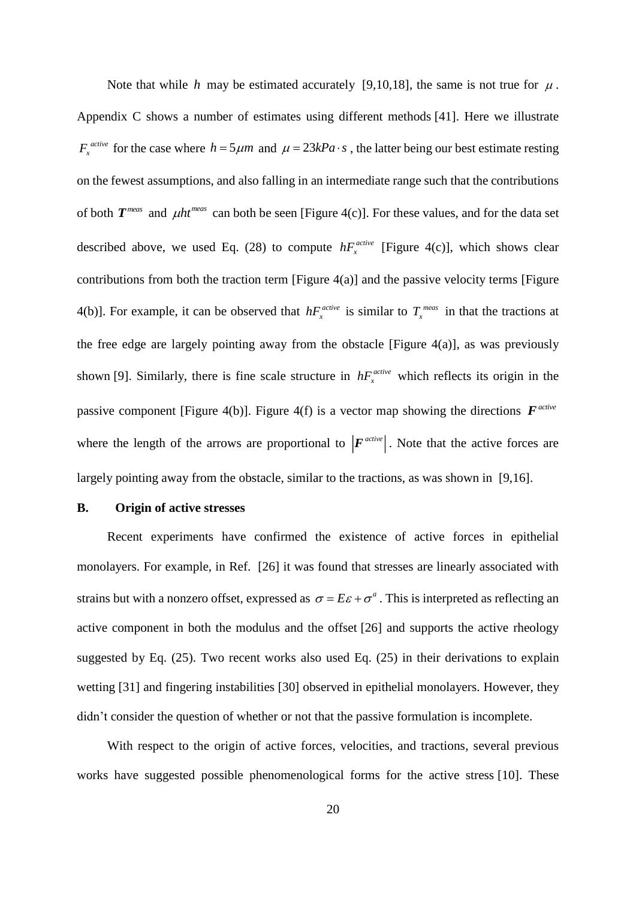Note that while $h$ may be estimated accurately [9,10,18], the same is not true for $\mu$. Appendix C shows a number of estimates using different methods [41]. Here we illustrate $F_x^{active}$ for the case where $h = 5\mu m$ and $\mu = 23 kPa \cdot s$, the latter being our best estimate resting on the fewest assumptions, and also falling in an intermediate range such that the contributions of both $\boldsymbol{T}^{meas}$ and $\mu h t^{meas}$ can both be seen [Figure 4(c)]. For these values, and for the data set described above, we used Eq. (28) to compute $hF_x^{active}$ [Figure 4(c)], which shows clear contributions from both the traction term [Figure 4(a)] and the passive velocity terms [Figure 4(b)]. For example, it can be observed that $hF_x^{active}$ is similar to $T_x^{meas}$ in that the tractions at the free edge are largely pointing away from the obstacle [Figure 4(a)], as was previously shown [9]. Similarly, there is fine scale structure in $hF_x^{active}$ which reflects its origin in the passive component [Figure 4(b)]. Figure 4(f) is a vector map showing the directions $\boldsymbol{F}^{active}$ where the length of the arrows are proportional to $\left|\boldsymbol{F}^{active}\right|$. Note that the active forces are largely pointing away from the obstacle, similar to the tractions, as was shown in [9,16].

## B. Origin of active stresses

Recent experiments have confirmed the existence of active forces in epithelial monolayers. For example, in Ref. [26] it was found that stresses are linearly associated with strains but with a nonzero offset, expressed as $\sigma = E\varepsilon + \sigma^a$. This is interpreted as reflecting an active component in both the modulus and the offset [26] and supports the active rheology suggested by Eq. (25). Two recent works also used Eq. (25) in their derivations to explain wetting [31] and fingering instabilities [30] observed in epithelial monolayers. However, they didn't consider the question of whether or not that the passive formulation is incomplete.

With respect to the origin of active forces, velocities, and tractions, several previous works have suggested possible phenomenological forms for the active stress [10]. These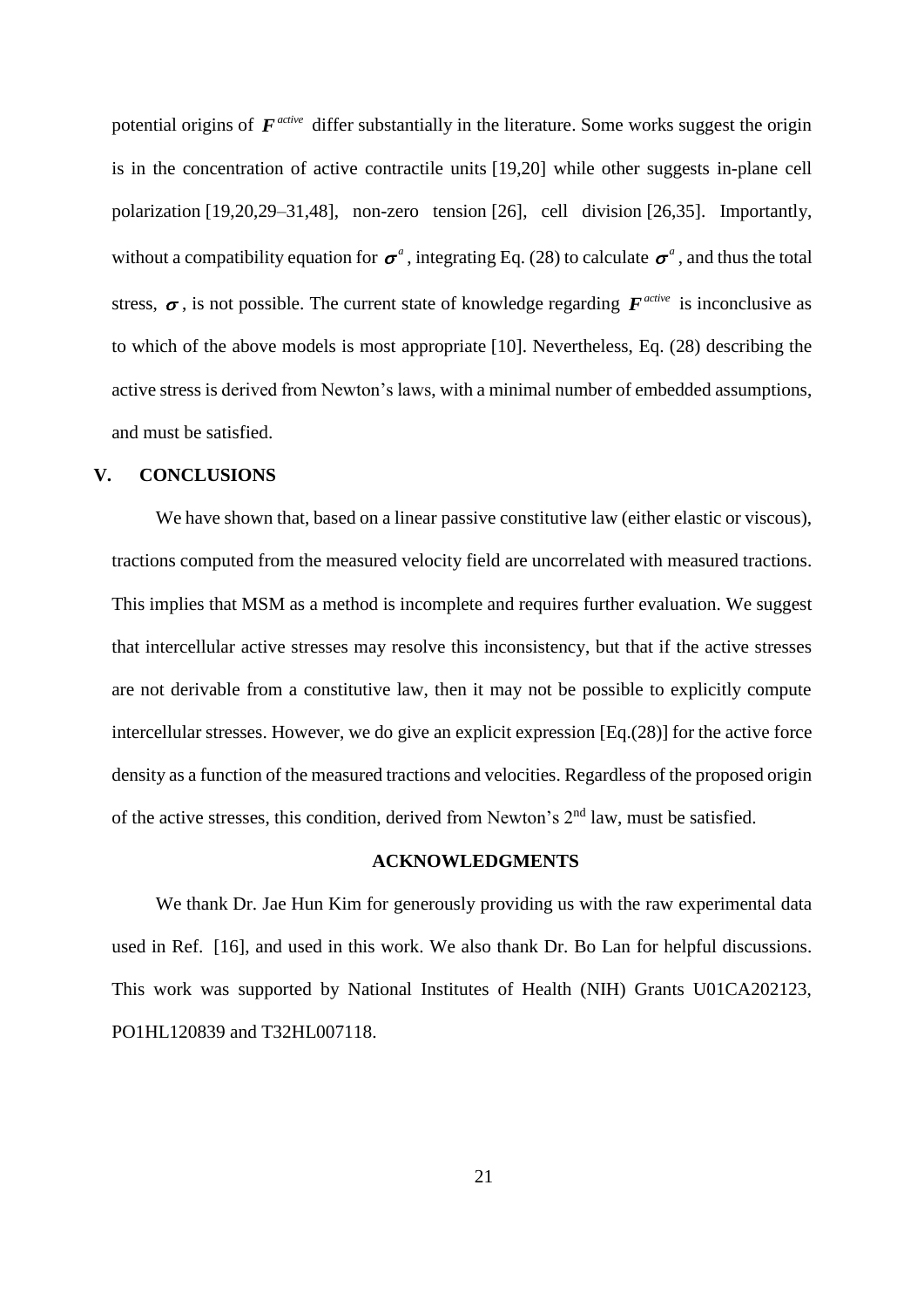potential origins of $\boldsymbol{F}^{active}$ differ substantially in the literature. Some works suggest the origin is in the concentration of active contractile units [19,20] while other suggests in-plane cell polarization [19,20,29–31,48], non-zero tension [26], cell division [26,35]. Importantly, without a compatibility equation for $\boldsymbol{\sigma}^{a}$, integrating Eq. (28) to calculate $\boldsymbol{\sigma}^{a}$, and thus the total stress, $\boldsymbol{\sigma}$, is not possible. The current state of knowledge regarding $\boldsymbol{F}^{active}$ is inconclusive as to which of the above models is most appropriate [10]. Nevertheless, Eq. (28) describing the active stress is derived from Newton's laws, with a minimal number of embedded assumptions, and must be satisfied.

## V. CONCLUSIONS

We have shown that, based on a linear passive constitutive law (either elastic or viscous), tractions computed from the measured velocity field are uncorrelated with measured tractions. This implies that MSM as a method is incomplete and requires further evaluation. We suggest that intercellular active stresses may resolve this inconsistency, but that if the active stresses are not derivable from a constitutive law, then it may not be possible to explicitly compute intercellular stresses. However, we do give an explicit expression [Eq.(28)] for the active force density as a function of the measured tractions and velocities. Regardless of the proposed origin of the active stresses, this condition, derived from Newton's 2nd law, must be satisfied.

## ACKNOWLEDGMENTS

We thank Dr. Jae Hun Kim for generously providing us with the raw experimental data used in Ref. [16], and used in this work. We also thank Dr. Bo Lan for helpful discussions. This work was supported by National Institutes of Health (NIH) Grants U01CA202123, PO1HL120839 and T32HL007118.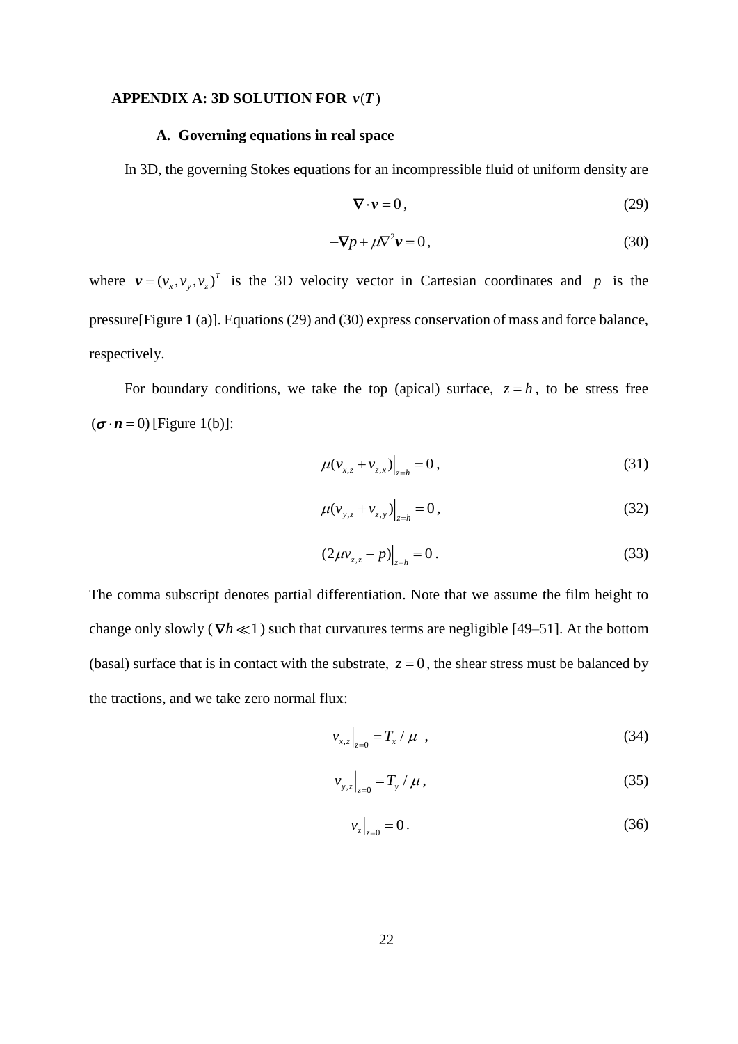## APPENDIX A: 3D SOLUTION FOR $\boldsymbol{v}(\boldsymbol{T})$

### A. Governing equations in real space

In 3D, the governing Stokes equations for an incompressible fluid of uniform density are

$$\nabla \cdot \boldsymbol{v} = 0\,, \tag{29}$$

$$-\nabla p + \mu \nabla^2 \boldsymbol{v} = 0\,, \tag{30}$$

where $\boldsymbol{v} = (v_x, v_y, v_z)^T$ is the 3D velocity vector in Cartesian coordinates and $p$ is the pressure[Figure 1 (a)]. Equations (29) and (30) express conservation of mass and force balance, respectively.

For boundary conditions, we take the top (apical) surface, $z = h$, to be stress free $(\boldsymbol{\sigma} \cdot \boldsymbol{n} = 0)$ [Figure 1(b)]:

$$\mu(v_{x,z} + v_{z,x})\Big|_{z=h} = 0\,, \tag{31}$$

$$\mu(v_{y,z} + v_{z,y})\Big|_{z=h} = 0\,, \tag{32}$$

$$(2\mu v_{z,z} - p)\Big|_{z=h} = 0\,. \tag{33}$$

The comma subscript denotes partial differentiation. Note that we assume the film height to change only slowly ($\nabla h \ll 1$) such that curvatures terms are negligible [49–51]. At the bottom (basal) surface that is in contact with the substrate, $z = 0$, the shear stress must be balanced by the tractions, and we take zero normal flux:

$$v_{x,z}\Big|_{z=0} = T_x / \mu\,\,, \tag{34}$$

$$v_{y,z}\Big|_{z=0} = T_y / \mu\,, \tag{35}$$

$$v_z\Big|_{z=0} = 0\,. \tag{36}$$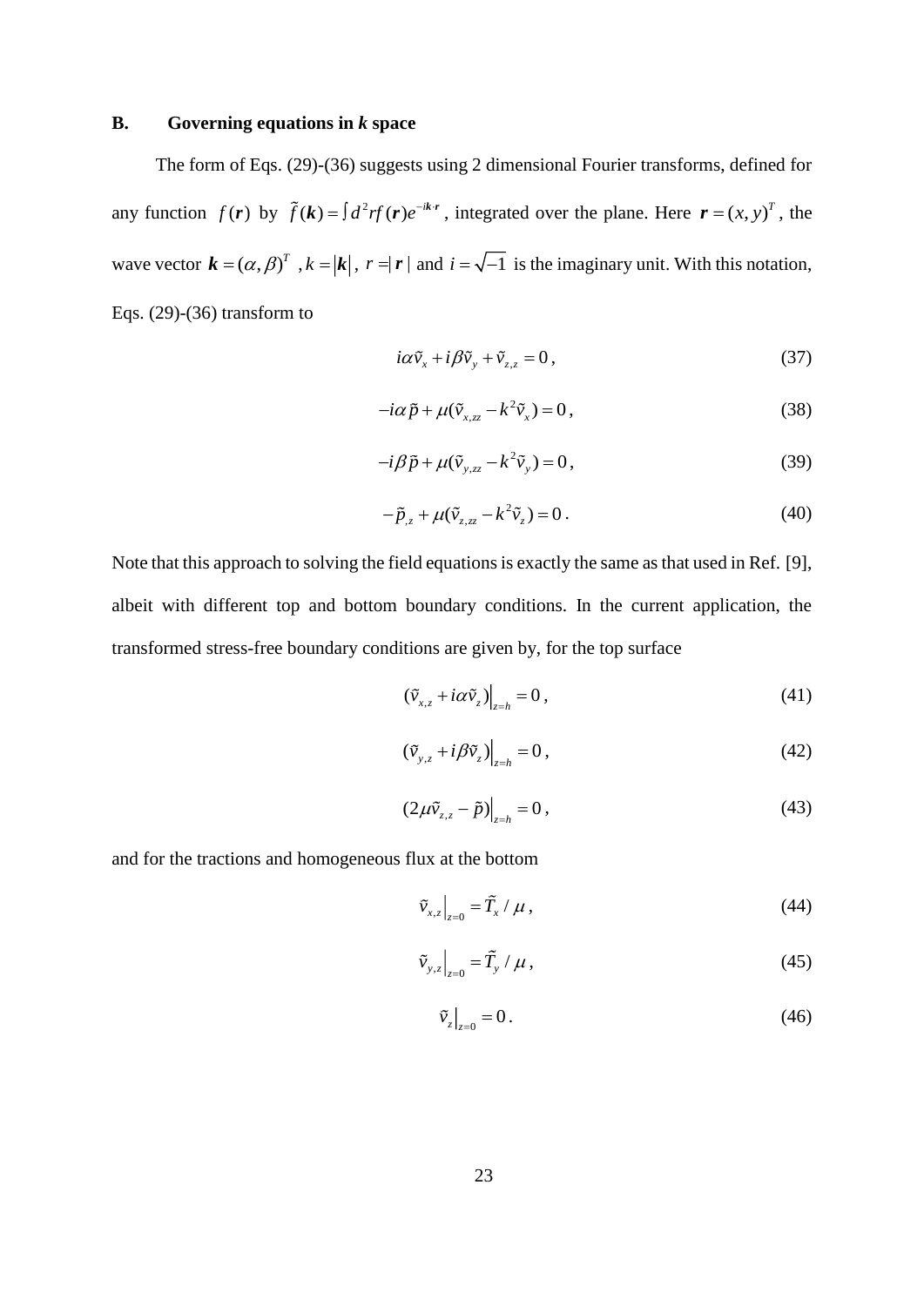### B. Governing equations in *k* space

The form of Eqs. (29)-(36) suggests using 2 dimensional Fourier transforms, defined for any function $f(\boldsymbol{r})$ by $\tilde{f}(\boldsymbol{k}) = \int d^2 r f(\boldsymbol{r}) e^{-i\boldsymbol{k}\cdot\boldsymbol{r}}$, integrated over the plane. Here $\boldsymbol{r} = (x, y)^T$, the wave vector $\boldsymbol{k} = (\alpha, \beta)^T$, $k = |\boldsymbol{k}|$, $r = |\boldsymbol{r}|$ and $i = \sqrt{-1}$ is the imaginary unit. With this notation, Eqs. (29)-(36) transform to

$$i\alpha\tilde{v}_x + i\beta\tilde{v}_y + \tilde{v}_{z,z} = 0\,, \tag{37}$$

$$-i\alpha\tilde{p} + \mu(\tilde{v}_{x,zz} - k^2\tilde{v}_x) = 0\,, \tag{38}$$

$$-i\beta\tilde{p} + \mu(\tilde{v}_{y,zz} - k^2\tilde{v}_y) = 0\,, \tag{39}$$

$$-\tilde{p}_{,z} + \mu(\tilde{v}_{z,zz} - k^2\tilde{v}_z) = 0\,. \tag{40}$$

Note that this approach to solving the field equations is exactly the same as that used in Ref. [9], albeit with different top and bottom boundary conditions. In the current application, the transformed stress-free boundary conditions are given by, for the top surface

$$(\tilde{v}_{x,z} + i\alpha\tilde{v}_z)\Big|_{z=h} = 0\,, \tag{41}$$

$$(\tilde{v}_{y,z} + i\beta\tilde{v}_z)\Big|_{z=h} = 0\,, \tag{42}$$

$$(2\mu\tilde{v}_{z,z} - \tilde{p})\Big|_{z=h} = 0\,, \tag{43}$$

and for the tractions and homogeneous flux at the bottom

$$\tilde{v}_{x,z}\Big|_{z=0} = \tilde{T}_x / \mu\,, \tag{44}$$

$$\tilde{v}_{y,z}\Big|_{z=0} = \tilde{T}_y / \mu\,, \tag{45}$$

$$\tilde{v}_z\Big|_{z=0} = 0\,. \tag{46}$$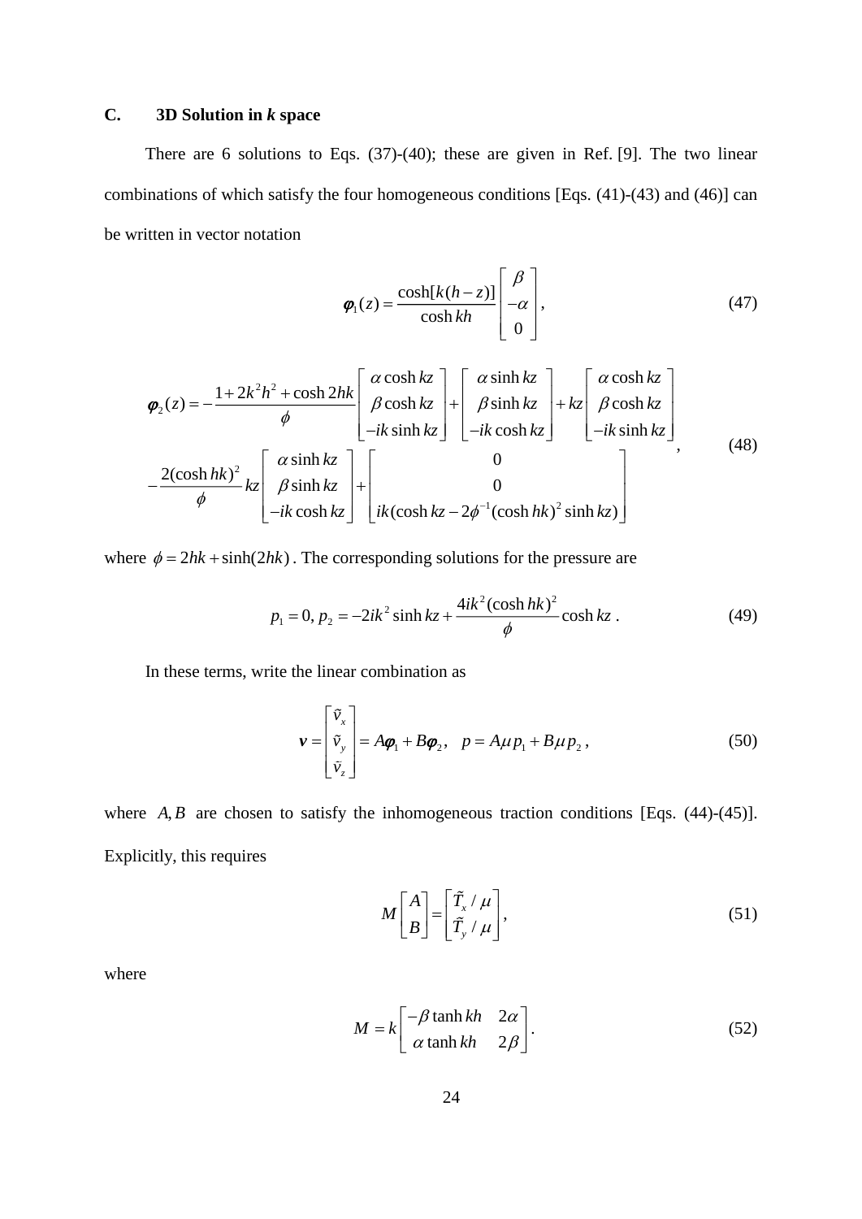### C. 3D Solution in *k* space

There are 6 solutions to Eqs. (37)-(40); these are given in Ref. [9]. The two linear combinations of which satisfy the four homogeneous conditions [Eqs. (41)-(43) and (46)] can be written in vector notation

$$\boldsymbol{\varphi}_1(z) = \frac{\cosh[k(h-z)]}{\cosh kh} \begin{bmatrix} \beta \\ -\alpha \\ 0 \end{bmatrix}, \tag{47}$$

$$\begin{aligned} \boldsymbol{\varphi}_2(z) = &-\frac{1+2k^2h^2+\cosh 2hk}{\phi} \begin{bmatrix} \alpha \cosh kz \\ \beta \cosh kz \\ -ik \sinh kz \end{bmatrix} + \begin{bmatrix} \alpha \sinh kz \\ \beta \sinh kz \\ -ik \cosh kz \end{bmatrix} + kz \begin{bmatrix} \alpha \cosh kz \\ \beta \cosh kz \\ -ik \sinh kz \end{bmatrix} \\ &-\frac{2(\cosh hk)^2}{\phi} kz \begin{bmatrix} \alpha \sinh kz \\ \beta \sinh kz \\ -ik \cosh kz \end{bmatrix} + \begin{bmatrix} 0 \\ 0 \\ ik(\cosh kz - 2\phi^{-1}(\cosh hk)^2 \sinh kz) \end{bmatrix} \end{aligned}, \tag{48}$$

where $\phi = 2hk + \sinh(2hk)$. The corresponding solutions for the pressure are

$$p_1 = 0,\; p_2 = -2ik^2 \sinh kz + \frac{4ik^2(\cosh hk)^2}{\phi} \cosh kz\,. \tag{49}$$

In these terms, write the linear combination as

$$\boldsymbol{v} = \begin{bmatrix} \tilde{v}_x \\ \tilde{v}_y \\ \tilde{v}_z \end{bmatrix} = A\boldsymbol{\varphi}_1 + B\boldsymbol{\varphi}_2, \quad p = A\mu p_1 + B\mu p_2\,, \tag{50}$$

where $A, B$ are chosen to satisfy the inhomogeneous traction conditions [Eqs. (44)-(45)]. Explicitly, this requires

$$M \begin{bmatrix} A \\ B \end{bmatrix} = \begin{bmatrix} \tilde{T}_x / \mu \\ \tilde{T}_y / \mu \end{bmatrix}, \tag{51}$$

where

$$M = k \begin{bmatrix} -\beta \tanh kh & 2\alpha \\ \alpha \tanh kh & 2\beta \end{bmatrix}. \tag{52}$$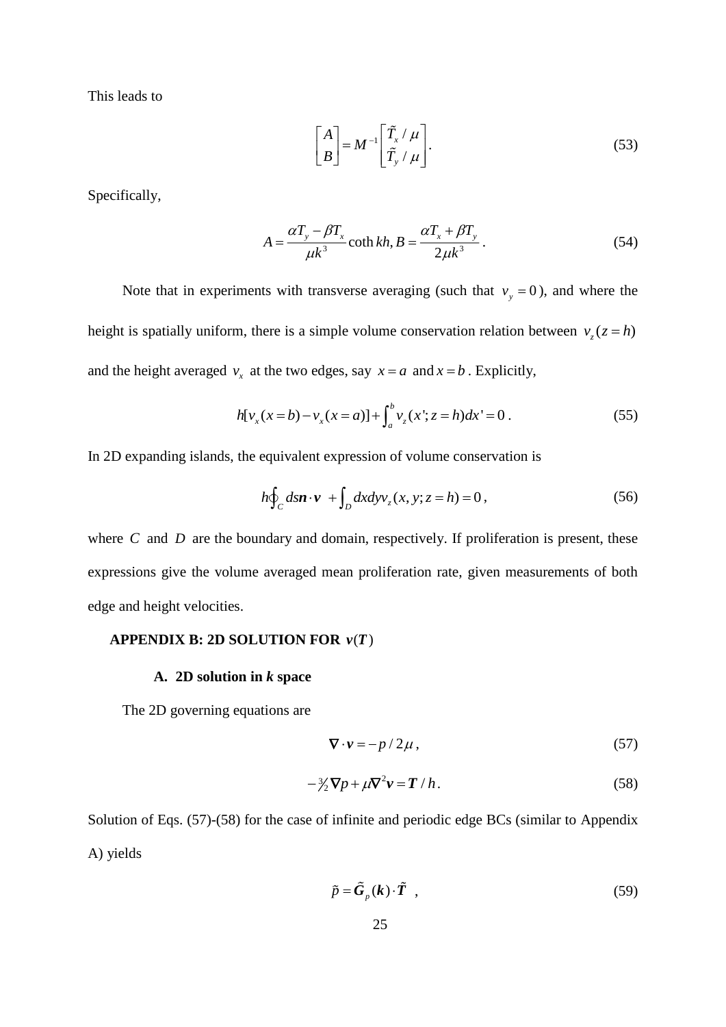This leads to

$$\begin{bmatrix} A \\ B \end{bmatrix} = M^{-1} \begin{bmatrix} \tilde{T}_x / \mu \\ \tilde{T}_y / \mu \end{bmatrix}. \tag{53}$$

Specifically,

$$A = \frac{\alpha T_y - \beta T_x}{\mu k^3} \coth kh, B = \frac{\alpha T_x + \beta T_y}{2\mu k^3}. \tag{54}$$

Note that in experiments with transverse averaging (such that $v_y = 0$), and where the height is spatially uniform, there is a simple volume conservation relation between $v_z(z = h)$ and the height averaged $v_x$ at the two edges, say $x = a$ and $x = b$. Explicitly,

$$h[v_x(x = b) - v_x(x = a)] + \int_a^b v_z(x'; z = h) dx' = 0. \tag{55}$$

In 2D expanding islands, the equivalent expression of volume conservation is

$$h\oint_C ds \boldsymbol{n} \cdot \boldsymbol{v} + \int_D dxdy v_z(x, y; z = h) = 0, \tag{56}$$

where $C$ and $D$ are the boundary and domain, respectively. If proliferation is present, these expressions give the volume averaged mean proliferation rate, given measurements of both edge and height velocities.

## APPENDIX B: 2D SOLUTION FOR $\boldsymbol{v}(\boldsymbol{T})$

### A. 2D solution in *k* space

The 2D governing equations are

$$\nabla \cdot \boldsymbol{v} = -p / 2\mu, \tag{57}$$

$$-\tfrac{3}{2}\nabla p + \mu \nabla^2 \boldsymbol{v} = \boldsymbol{T} / h. \tag{58}$$

Solution of Eqs. (57)-(58) for the case of infinite and periodic edge BCs (similar to Appendix A) yields

$$\tilde{p} = \tilde{\boldsymbol{G}}_p(\boldsymbol{k}) \cdot \tilde{\boldsymbol{T}}, \tag{59}$$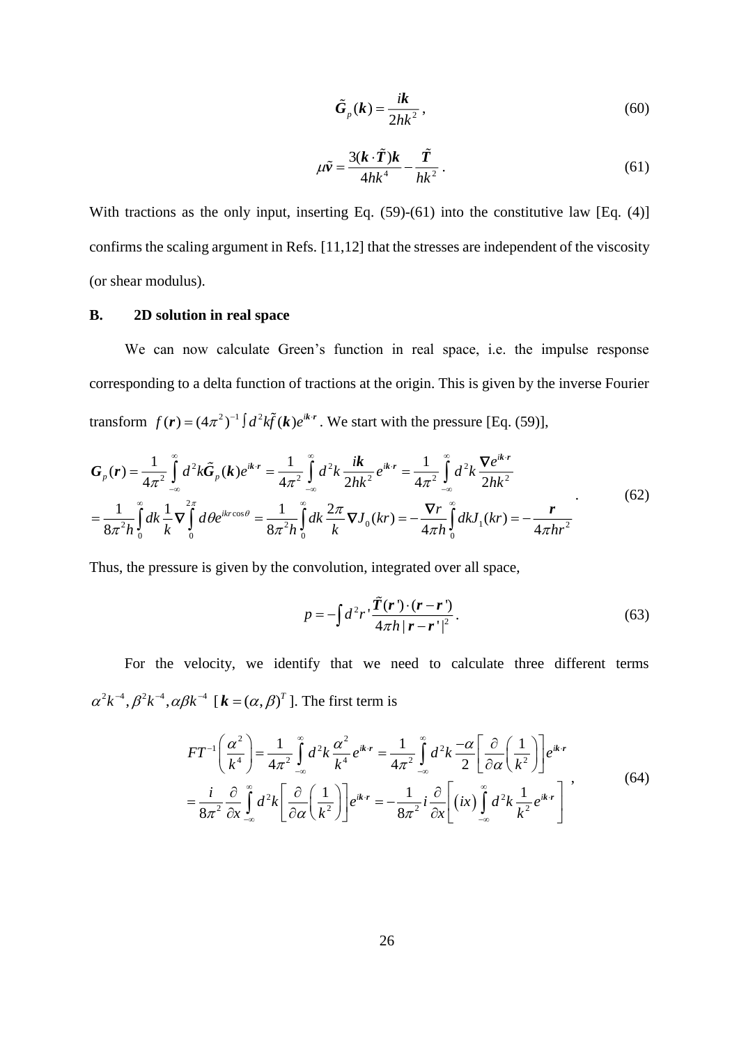$$\tilde{\boldsymbol{G}}_p(\boldsymbol{k}) = \frac{i\boldsymbol{k}}{2hk^2}\,, \tag{60}$$

$$\mu\tilde{\boldsymbol{v}} = \frac{3(\boldsymbol{k}\cdot\tilde{\boldsymbol{T}})\boldsymbol{k}}{4hk^4} - \frac{\tilde{\boldsymbol{T}}}{hk^2}\,. \tag{61}$$

With tractions as the only input, inserting Eq. (59)-(61) into the constitutive law [Eq. (4)] confirms the scaling argument in Refs. [11,12] that the stresses are independent of the viscosity (or shear modulus).

## B. 2D solution in real space

We can now calculate Green's function in real space, i.e. the impulse response corresponding to a delta function of tractions at the origin. This is given by the inverse Fourier transform $f(\boldsymbol{r}) = (4\pi^2)^{-1}\int d^2k\tilde{f}(\boldsymbol{k})e^{i\boldsymbol{k}\cdot\boldsymbol{r}}$. We start with the pressure [Eq. (59)],

$$\begin{aligned}
\boldsymbol{G}_p(\boldsymbol{r}) &= \frac{1}{4\pi^2}\int_{-\infty}^{\infty} d^2k\tilde{\boldsymbol{G}}_p(\boldsymbol{k})e^{i\boldsymbol{k}\cdot\boldsymbol{r}} = \frac{1}{4\pi^2}\int_{-\infty}^{\infty} d^2k\,\frac{i\boldsymbol{k}}{2hk^2}e^{i\boldsymbol{k}\cdot\boldsymbol{r}} = \frac{1}{4\pi^2}\int_{-\infty}^{\infty} d^2k\,\frac{\nabla e^{i\boldsymbol{k}\cdot\boldsymbol{r}}}{2hk^2} \\
&= \frac{1}{8\pi^2 h}\int_{0}^{\infty} dk\,\frac{1}{k}\nabla\int_{0}^{2\pi} d\theta e^{ikr\cos\theta} = \frac{1}{8\pi^2 h}\int_{0}^{\infty} dk\,\frac{2\pi}{k}\nabla J_0(kr) = -\frac{\nabla r}{4\pi h}\int_{0}^{\infty} dkJ_1(kr) = -\frac{\boldsymbol{r}}{4\pi hr^2}
\end{aligned}\,. \tag{62}$$

Thus, the pressure is given by the convolution, integrated over all space,

$$p = -\int d^2r'\,\frac{\tilde{\boldsymbol{T}}(\boldsymbol{r}')\cdot(\boldsymbol{r}-\boldsymbol{r}')}{4\pi h|\boldsymbol{r}-\boldsymbol{r}'|^2}\,. \tag{63}$$

For the velocity, we identify that we need to calculate three different terms $\alpha^2k^{-4}, \beta^2k^{-4}, \alpha\beta k^{-4}$ [$\boldsymbol{k} = (\alpha,\beta)^T$]. The first term is

$$\begin{aligned}
FT^{-1}\left(\frac{\alpha^2}{k^4}\right) &= \frac{1}{4\pi^2}\int_{-\infty}^{\infty} d^2k\,\frac{\alpha^2}{k^4}e^{i\boldsymbol{k}\cdot\boldsymbol{r}} = \frac{1}{4\pi^2}\int_{-\infty}^{\infty} d^2k\,\frac{-\alpha}{2}\left[\frac{\partial}{\partial\alpha}\left(\frac{1}{k^2}\right)\right]e^{i\boldsymbol{k}\cdot\boldsymbol{r}} \\
&= \frac{i}{8\pi^2}\frac{\partial}{\partial x}\int_{-\infty}^{\infty} d^2k\left[\frac{\partial}{\partial\alpha}\left(\frac{1}{k^2}\right)\right]e^{i\boldsymbol{k}\cdot\boldsymbol{r}} = -\frac{1}{8\pi^2}i\frac{\partial}{\partial x}\left[(ix)\int_{-\infty}^{\infty} d^2k\,\frac{1}{k^2}e^{i\boldsymbol{k}\cdot\boldsymbol{r}}\right]
\end{aligned}\,, \tag{64}$$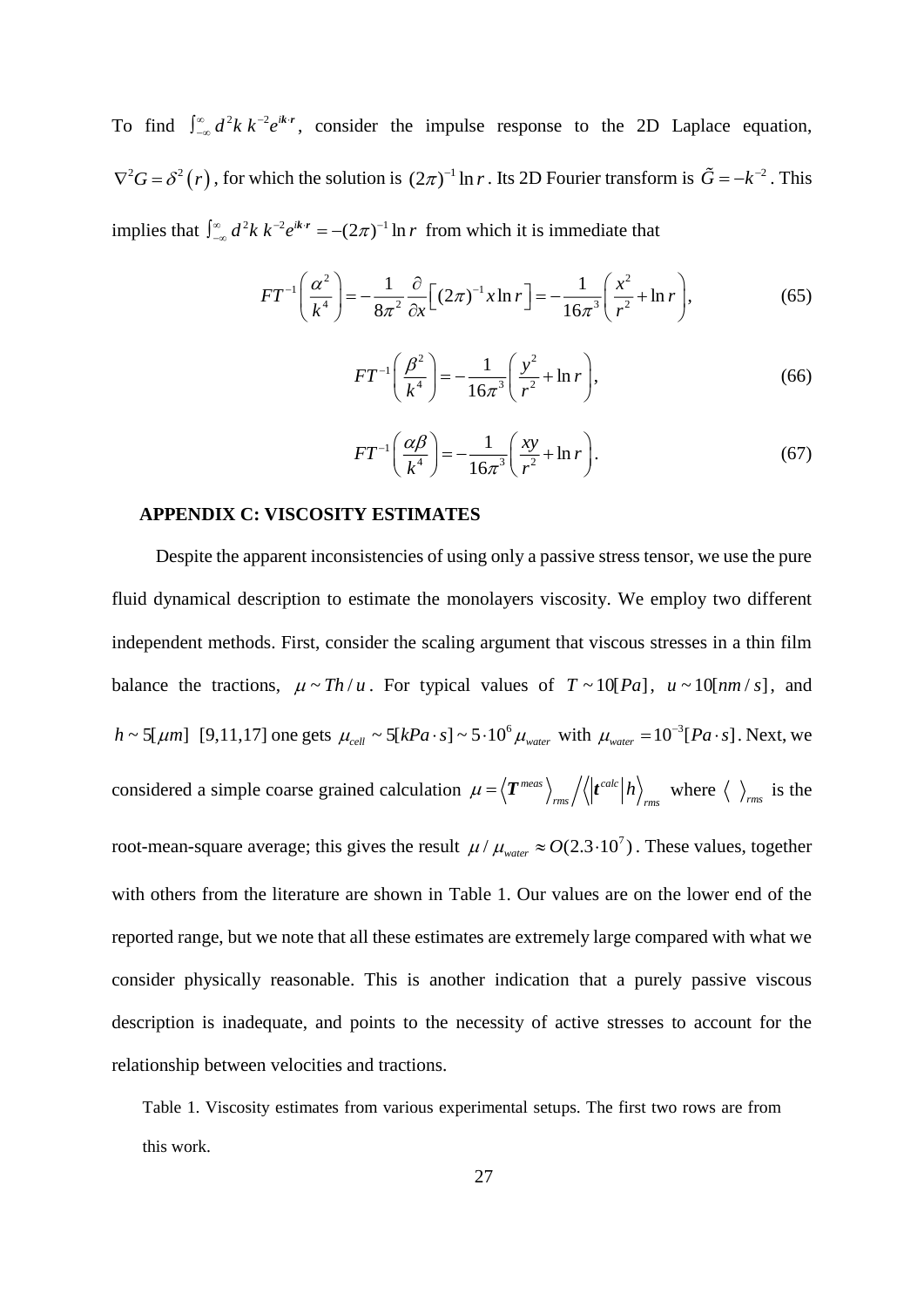To find $\int_{-\infty}^{\infty} d^2k \, k^{-2} e^{i\boldsymbol{k}\cdot\boldsymbol{r}}$, consider the impulse response to the 2D Laplace equation, $\nabla^2 G = \delta^2(r)$, for which the solution is $(2\pi)^{-1}\ln r$. Its 2D Fourier transform is $\tilde{G} = -k^{-2}$. This implies that $\int_{-\infty}^{\infty} d^2k \, k^{-2} e^{i\boldsymbol{k}\cdot\boldsymbol{r}} = -(2\pi)^{-1}\ln r$ from which it is immediate that

$$FT^{-1}\left(\frac{\alpha^2}{k^4}\right) = -\frac{1}{8\pi^2}\frac{\partial}{\partial x}\left[(2\pi)^{-1} x \ln r\right] = -\frac{1}{16\pi^3}\left(\frac{x^2}{r^2} + \ln r\right), \tag{65}$$

$$FT^{-1}\left(\frac{\beta^2}{k^4}\right) = -\frac{1}{16\pi^3}\left(\frac{y^2}{r^2} + \ln r\right), \tag{66}$$

$$FT^{-1}\left(\frac{\alpha\beta}{k^4}\right) = -\frac{1}{16\pi^3}\left(\frac{xy}{r^2} + \ln r\right). \tag{67}$$

## APPENDIX C: VISCOSITY ESTIMATES

Despite the apparent inconsistencies of using only a passive stress tensor, we use the pure fluid dynamical description to estimate the monolayers viscosity. We employ two different independent methods. First, consider the scaling argument that viscous stresses in a thin film balance the tractions, $\mu \sim Th/u$. For typical values of $T \sim 10[Pa]$, $u \sim 10[nm/s]$, and $h \sim 5[\mu m]$ [9,11,17] one gets $\mu_{cell} \sim 5[kPa \cdot s] \sim 5 \cdot 10^6 \mu_{water}$ with $\mu_{water} = 10^{-3}[Pa \cdot s]$. Next, we considered a simple coarse grained calculation $\mu = \left\langle \boldsymbol{T}^{meas} \right\rangle_{rms} \Big/ \left\langle \left| \boldsymbol{t}^{calc} \right| h \right\rangle_{rms}$ where $\langle \; \rangle_{rms}$ is the root-mean-square average; this gives the result $\mu / \mu_{water} \approx O(2.3 \cdot 10^7)$. These values, together with others from the literature are shown in Table 1. Our values are on the lower end of the reported range, but we note that all these estimates are extremely large compared with what we consider physically reasonable. This is another indication that a purely passive viscous description is inadequate, and points to the necessity of active stresses to account for the relationship between velocities and tractions.

Table 1. Viscosity estimates from various experimental setups. The first two rows are from this work.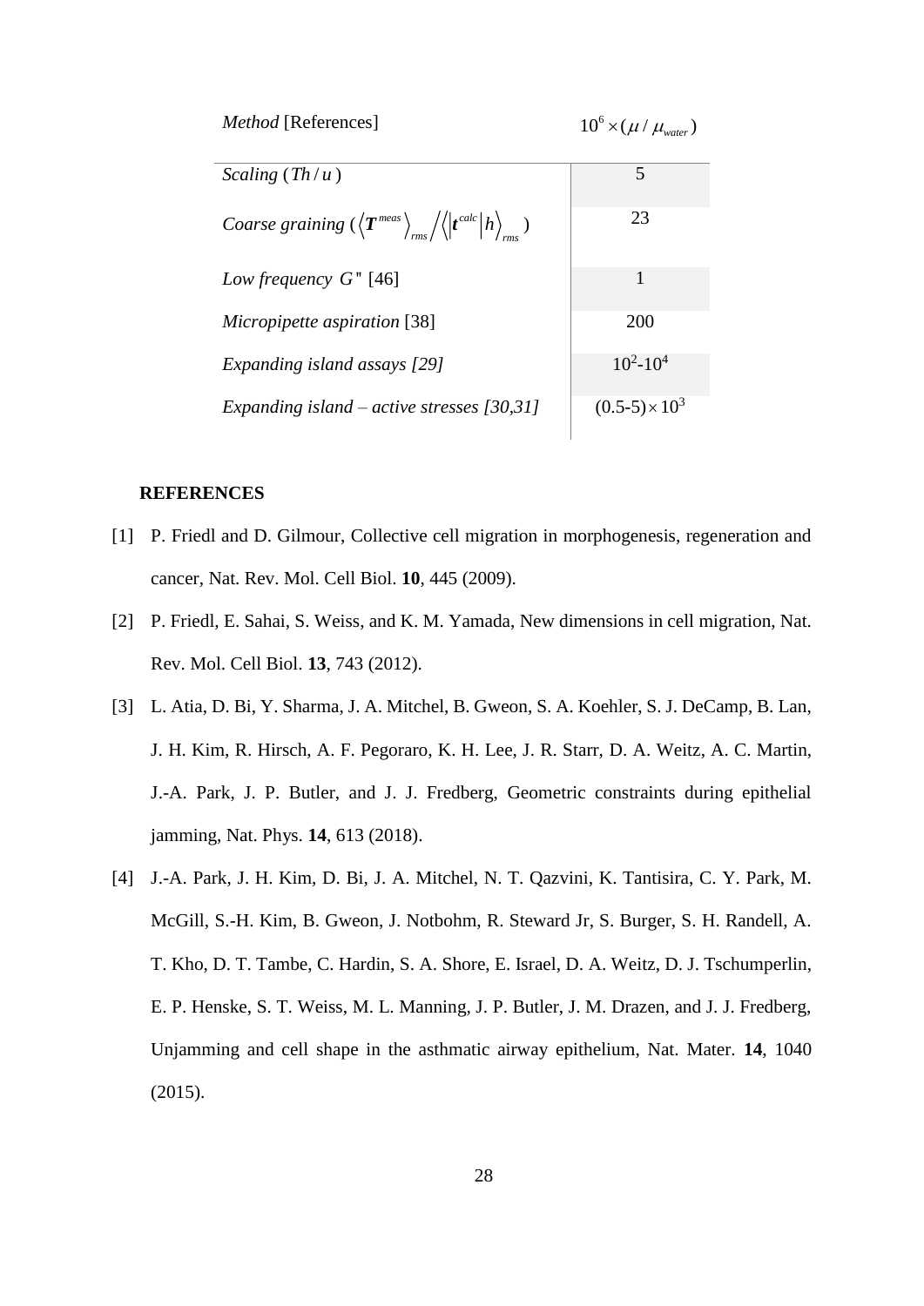| *Method* [References] | $10^6 \times (\mu / \mu_{water})$ |
|---|---|
| *Scaling* ($Th/u$) | 5 |
| *Coarse graining* ($\langle \boldsymbol{T}^{meas} \rangle_{rms} / \langle \lvert \boldsymbol{t}^{calc} \rvert h \rangle_{rms}$) | 23 |
| *Low frequency* $G''$ [46] | 1 |
| *Micropipette aspiration* [38] | 200 |
| *Expanding island assays [29]* | $10^2$-$10^4$ |
| *Expanding island – active stresses [30,31]* | $(0.5\text{-}5) \times 10^3$ |

**REFERENCES**

[1] P. Friedl and D. Gilmour, Collective cell migration in morphogenesis, regeneration and cancer, Nat. Rev. Mol. Cell Biol. **10**, 445 (2009).

[2] P. Friedl, E. Sahai, S. Weiss, and K. M. Yamada, New dimensions in cell migration, Nat. Rev. Mol. Cell Biol. **13**, 743 (2012).

[3] L. Atia, D. Bi, Y. Sharma, J. A. Mitchel, B. Gweon, S. A. Koehler, S. J. DeCamp, B. Lan, J. H. Kim, R. Hirsch, A. F. Pegoraro, K. H. Lee, J. R. Starr, D. A. Weitz, A. C. Martin, J.-A. Park, J. P. Butler, and J. J. Fredberg, Geometric constraints during epithelial jamming, Nat. Phys. **14**, 613 (2018).

[4] J.-A. Park, J. H. Kim, D. Bi, J. A. Mitchel, N. T. Qazvini, K. Tantisira, C. Y. Park, M. McGill, S.-H. Kim, B. Gweon, J. Notbohm, R. Steward Jr, S. Burger, S. H. Randell, A. T. Kho, D. T. Tambe, C. Hardin, S. A. Shore, E. Israel, D. A. Weitz, D. J. Tschumperlin, E. P. Henske, S. T. Weiss, M. L. Manning, J. P. Butler, J. M. Drazen, and J. J. Fredberg, Unjamming and cell shape in the asthmatic airway epithelium, Nat. Mater. **14**, 1040 (2015).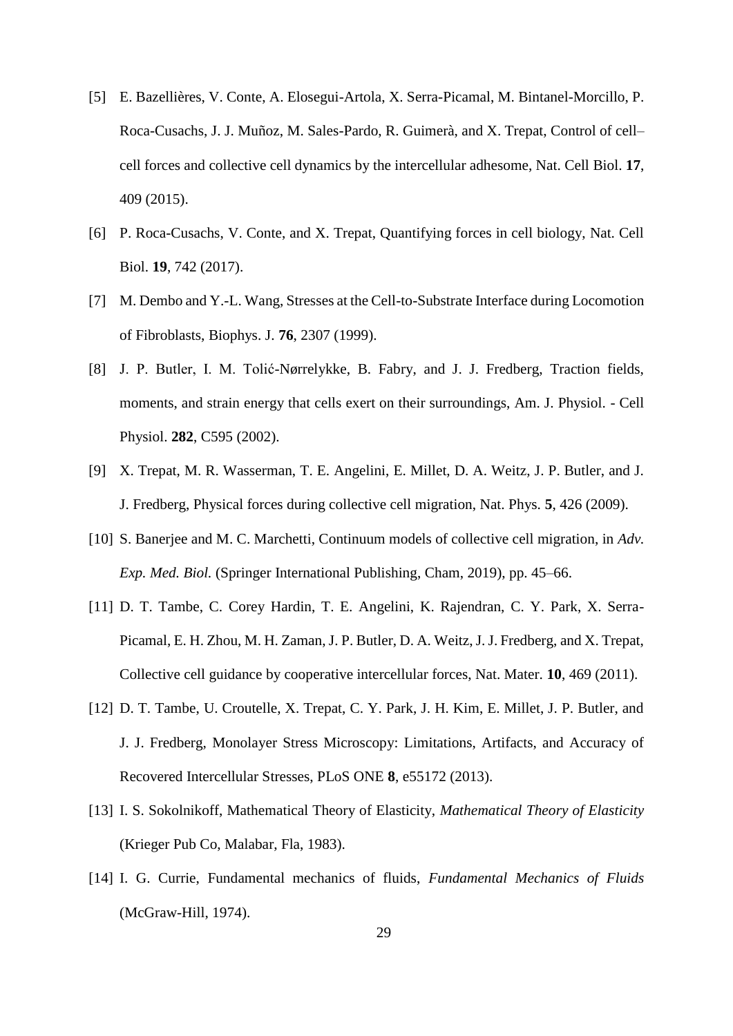[5] E. Bazellières, V. Conte, A. Elosegui-Artola, X. Serra-Picamal, M. Bintanel-Morcillo, P. Roca-Cusachs, J. J. Muñoz, M. Sales-Pardo, R. Guimerà, and X. Trepat, Control of cell–cell forces and collective cell dynamics by the intercellular adhesome, Nat. Cell Biol. **17**, 409 (2015).

[6] P. Roca-Cusachs, V. Conte, and X. Trepat, Quantifying forces in cell biology, Nat. Cell Biol. **19**, 742 (2017).

[7] M. Dembo and Y.-L. Wang, Stresses at the Cell-to-Substrate Interface during Locomotion of Fibroblasts, Biophys. J. **76**, 2307 (1999).

[8] J. P. Butler, I. M. Tolić-Nørrelykke, B. Fabry, and J. J. Fredberg, Traction fields, moments, and strain energy that cells exert on their surroundings, Am. J. Physiol. - Cell Physiol. **282**, C595 (2002).

[9] X. Trepat, M. R. Wasserman, T. E. Angelini, E. Millet, D. A. Weitz, J. P. Butler, and J. J. Fredberg, Physical forces during collective cell migration, Nat. Phys. **5**, 426 (2009).

[10] S. Banerjee and M. C. Marchetti, Continuum models of collective cell migration, in *Adv. Exp. Med. Biol.* (Springer International Publishing, Cham, 2019), pp. 45–66.

[11] D. T. Tambe, C. Corey Hardin, T. E. Angelini, K. Rajendran, C. Y. Park, X. Serra-Picamal, E. H. Zhou, M. H. Zaman, J. P. Butler, D. A. Weitz, J. J. Fredberg, and X. Trepat, Collective cell guidance by cooperative intercellular forces, Nat. Mater. **10**, 469 (2011).

[12] D. T. Tambe, U. Croutelle, X. Trepat, C. Y. Park, J. H. Kim, E. Millet, J. P. Butler, and J. J. Fredberg, Monolayer Stress Microscopy: Limitations, Artifacts, and Accuracy of Recovered Intercellular Stresses, PLoS ONE **8**, e55172 (2013).

[13] I. S. Sokolnikoff, Mathematical Theory of Elasticity, *Mathematical Theory of Elasticity* (Krieger Pub Co, Malabar, Fla, 1983).

[14] I. G. Currie, Fundamental mechanics of fluids, *Fundamental Mechanics of Fluids* (McGraw-Hill, 1974).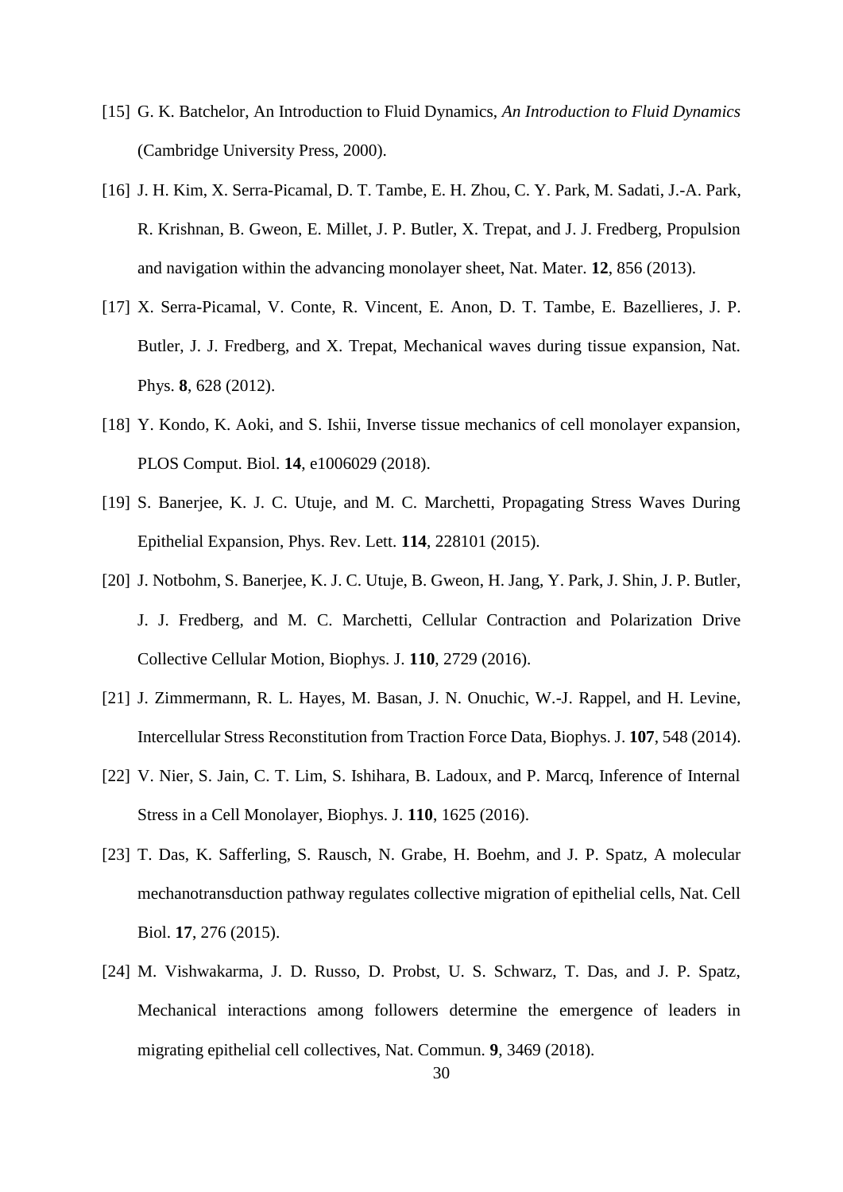[15] G. K. Batchelor, An Introduction to Fluid Dynamics, *An Introduction to Fluid Dynamics* (Cambridge University Press, 2000).

[16] J. H. Kim, X. Serra-Picamal, D. T. Tambe, E. H. Zhou, C. Y. Park, M. Sadati, J.-A. Park, R. Krishnan, B. Gweon, E. Millet, J. P. Butler, X. Trepat, and J. J. Fredberg, Propulsion and navigation within the advancing monolayer sheet, Nat. Mater. **12**, 856 (2013).

[17] X. Serra-Picamal, V. Conte, R. Vincent, E. Anon, D. T. Tambe, E. Bazellieres, J. P. Butler, J. J. Fredberg, and X. Trepat, Mechanical waves during tissue expansion, Nat. Phys. **8**, 628 (2012).

[18] Y. Kondo, K. Aoki, and S. Ishii, Inverse tissue mechanics of cell monolayer expansion, PLOS Comput. Biol. **14**, e1006029 (2018).

[19] S. Banerjee, K. J. C. Utuje, and M. C. Marchetti, Propagating Stress Waves During Epithelial Expansion, Phys. Rev. Lett. **114**, 228101 (2015).

[20] J. Notbohm, S. Banerjee, K. J. C. Utuje, B. Gweon, H. Jang, Y. Park, J. Shin, J. P. Butler, J. J. Fredberg, and M. C. Marchetti, Cellular Contraction and Polarization Drive Collective Cellular Motion, Biophys. J. **110**, 2729 (2016).

[21] J. Zimmermann, R. L. Hayes, M. Basan, J. N. Onuchic, W.-J. Rappel, and H. Levine, Intercellular Stress Reconstitution from Traction Force Data, Biophys. J. **107**, 548 (2014).

[22] V. Nier, S. Jain, C. T. Lim, S. Ishihara, B. Ladoux, and P. Marcq, Inference of Internal Stress in a Cell Monolayer, Biophys. J. **110**, 1625 (2016).

[23] T. Das, K. Safferling, S. Rausch, N. Grabe, H. Boehm, and J. P. Spatz, A molecular mechanotransduction pathway regulates collective migration of epithelial cells, Nat. Cell Biol. **17**, 276 (2015).

[24] M. Vishwakarma, J. D. Russo, D. Probst, U. S. Schwarz, T. Das, and J. P. Spatz, Mechanical interactions among followers determine the emergence of leaders in migrating epithelial cell collectives, Nat. Commun. **9**, 3469 (2018).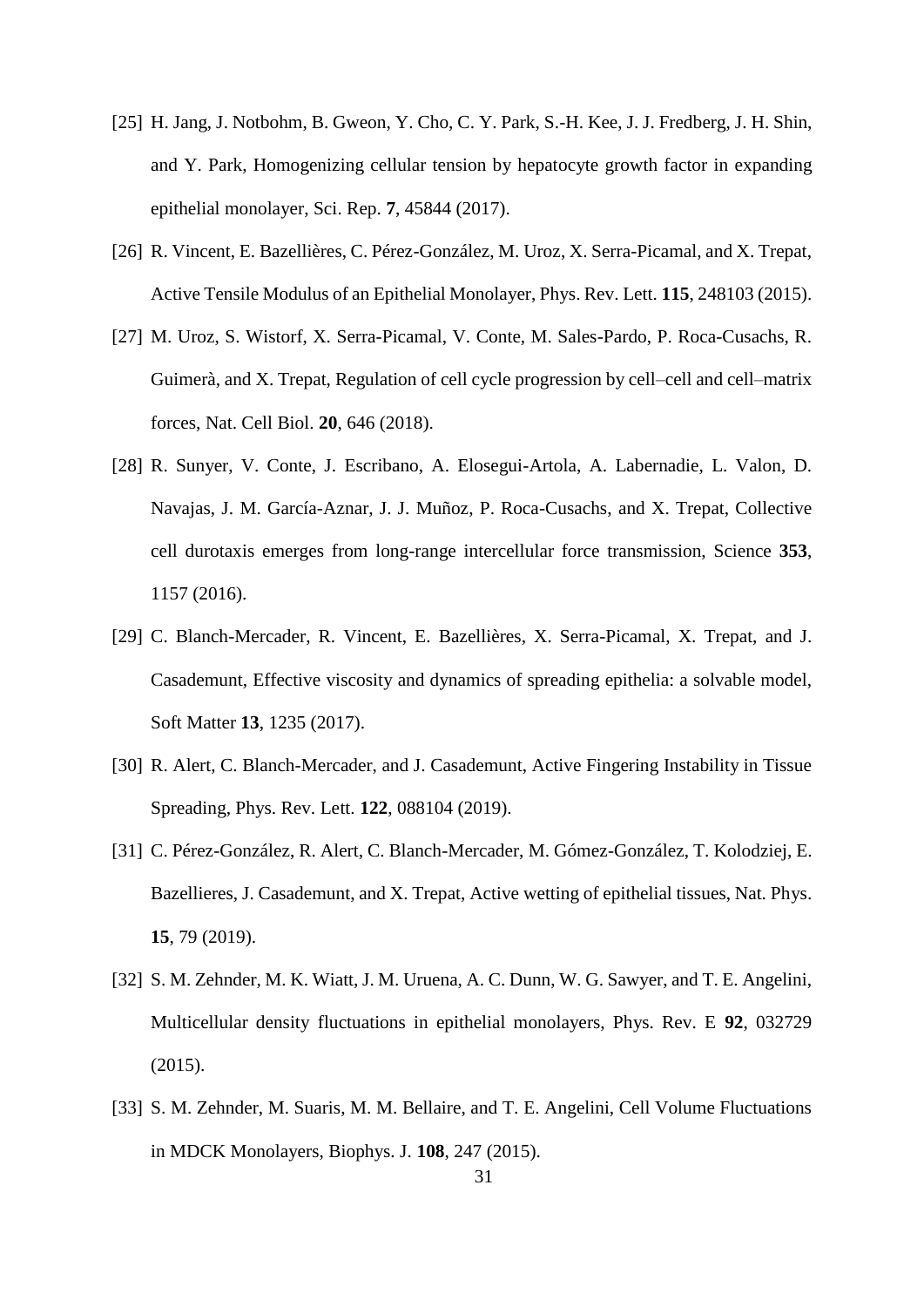[25] H. Jang, J. Notbohm, B. Gweon, Y. Cho, C. Y. Park, S.-H. Kee, J. J. Fredberg, J. H. Shin, and Y. Park, Homogenizing cellular tension by hepatocyte growth factor in expanding epithelial monolayer, Sci. Rep. **7**, 45844 (2017).

[26] R. Vincent, E. Bazellières, C. Pérez-González, M. Uroz, X. Serra-Picamal, and X. Trepat, Active Tensile Modulus of an Epithelial Monolayer, Phys. Rev. Lett. **115**, 248103 (2015).

[27] M. Uroz, S. Wistorf, X. Serra-Picamal, V. Conte, M. Sales-Pardo, P. Roca-Cusachs, R. Guimerà, and X. Trepat, Regulation of cell cycle progression by cell–cell and cell–matrix forces, Nat. Cell Biol. **20**, 646 (2018).

[28] R. Sunyer, V. Conte, J. Escribano, A. Elosegui-Artola, A. Labernadie, L. Valon, D. Navajas, J. M. García-Aznar, J. J. Muñoz, P. Roca-Cusachs, and X. Trepat, Collective cell durotaxis emerges from long-range intercellular force transmission, Science **353**, 1157 (2016).

[29] C. Blanch-Mercader, R. Vincent, E. Bazellières, X. Serra-Picamal, X. Trepat, and J. Casademunt, Effective viscosity and dynamics of spreading epithelia: a solvable model, Soft Matter **13**, 1235 (2017).

[30] R. Alert, C. Blanch-Mercader, and J. Casademunt, Active Fingering Instability in Tissue Spreading, Phys. Rev. Lett. **122**, 088104 (2019).

[31] C. Pérez-González, R. Alert, C. Blanch-Mercader, M. Gómez-González, T. Kolodziej, E. Bazellieres, J. Casademunt, and X. Trepat, Active wetting of epithelial tissues, Nat. Phys. **15**, 79 (2019).

[32] S. M. Zehnder, M. K. Wiatt, J. M. Uruena, A. C. Dunn, W. G. Sawyer, and T. E. Angelini, Multicellular density fluctuations in epithelial monolayers, Phys. Rev. E **92**, 032729 (2015).

[33] S. M. Zehnder, M. Suaris, M. M. Bellaire, and T. E. Angelini, Cell Volume Fluctuations in MDCK Monolayers, Biophys. J. **108**, 247 (2015).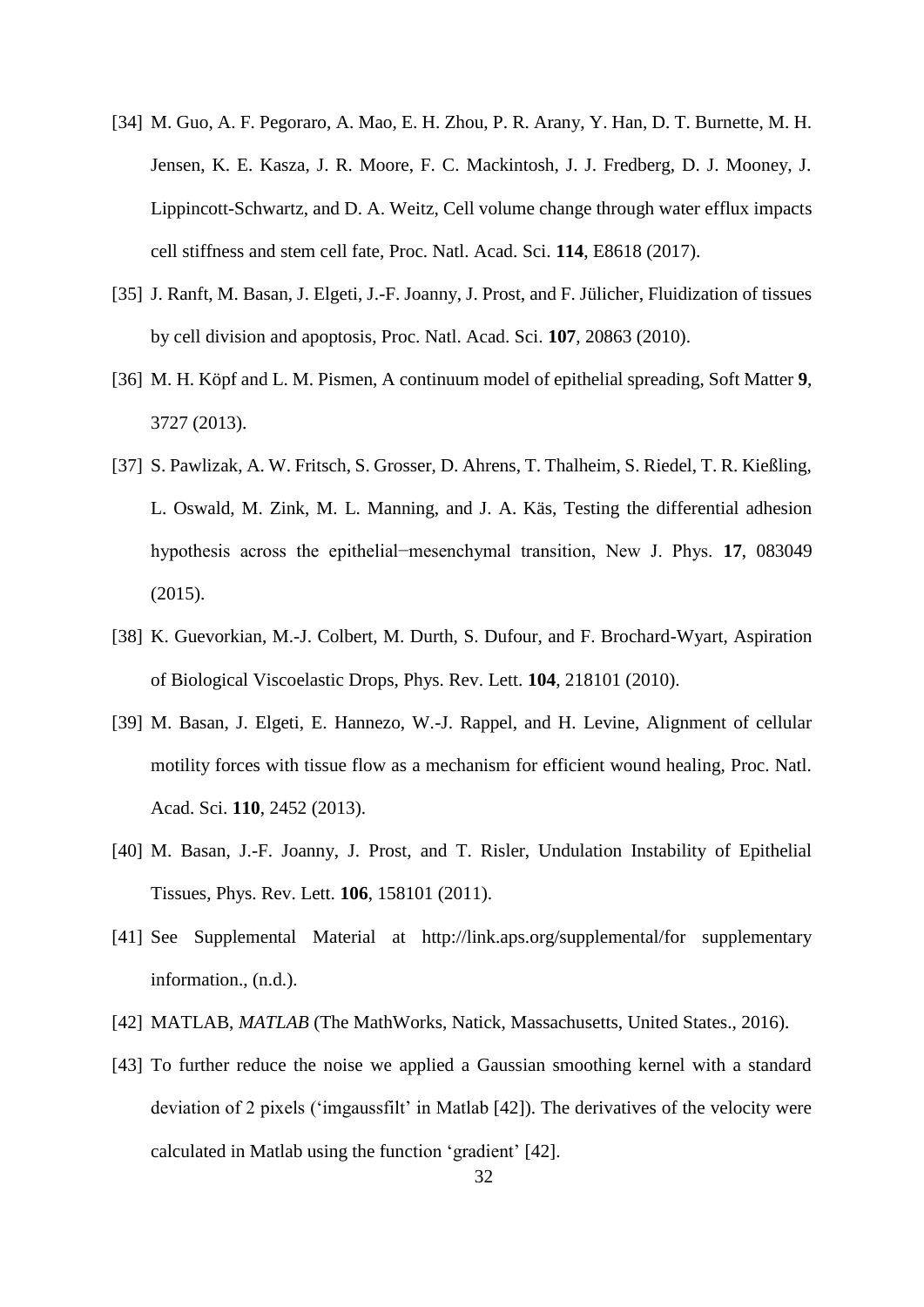[34] M. Guo, A. F. Pegoraro, A. Mao, E. H. Zhou, P. R. Arany, Y. Han, D. T. Burnette, M. H. Jensen, K. E. Kasza, J. R. Moore, F. C. Mackintosh, J. J. Fredberg, D. J. Mooney, J. Lippincott-Schwartz, and D. A. Weitz, Cell volume change through water efflux impacts cell stiffness and stem cell fate, Proc. Natl. Acad. Sci. **114**, E8618 (2017).

[35] J. Ranft, M. Basan, J. Elgeti, J.-F. Joanny, J. Prost, and F. Jülicher, Fluidization of tissues by cell division and apoptosis, Proc. Natl. Acad. Sci. **107**, 20863 (2010).

[36] M. H. Köpf and L. M. Pismen, A continuum model of epithelial spreading, Soft Matter **9**, 3727 (2013).

[37] S. Pawlizak, A. W. Fritsch, S. Grosser, D. Ahrens, T. Thalheim, S. Riedel, T. R. Kießling, L. Oswald, M. Zink, M. L. Manning, and J. A. Käs, Testing the differential adhesion hypothesis across the epithelial−mesenchymal transition, New J. Phys. **17**, 083049 (2015).

[38] K. Guevorkian, M.-J. Colbert, M. Durth, S. Dufour, and F. Brochard-Wyart, Aspiration of Biological Viscoelastic Drops, Phys. Rev. Lett. **104**, 218101 (2010).

[39] M. Basan, J. Elgeti, E. Hannezo, W.-J. Rappel, and H. Levine, Alignment of cellular motility forces with tissue flow as a mechanism for efficient wound healing, Proc. Natl. Acad. Sci. **110**, 2452 (2013).

[40] M. Basan, J.-F. Joanny, J. Prost, and T. Risler, Undulation Instability of Epithelial Tissues, Phys. Rev. Lett. **106**, 158101 (2011).

[41] See Supplemental Material at http://link.aps.org/supplemental/for supplementary information., (n.d.).

[42] MATLAB, *MATLAB* (The MathWorks, Natick, Massachusetts, United States., 2016).

[43] To further reduce the noise we applied a Gaussian smoothing kernel with a standard deviation of 2 pixels ('imgaussfilt' in Matlab [42]). The derivatives of the velocity were calculated in Matlab using the function 'gradient' [42].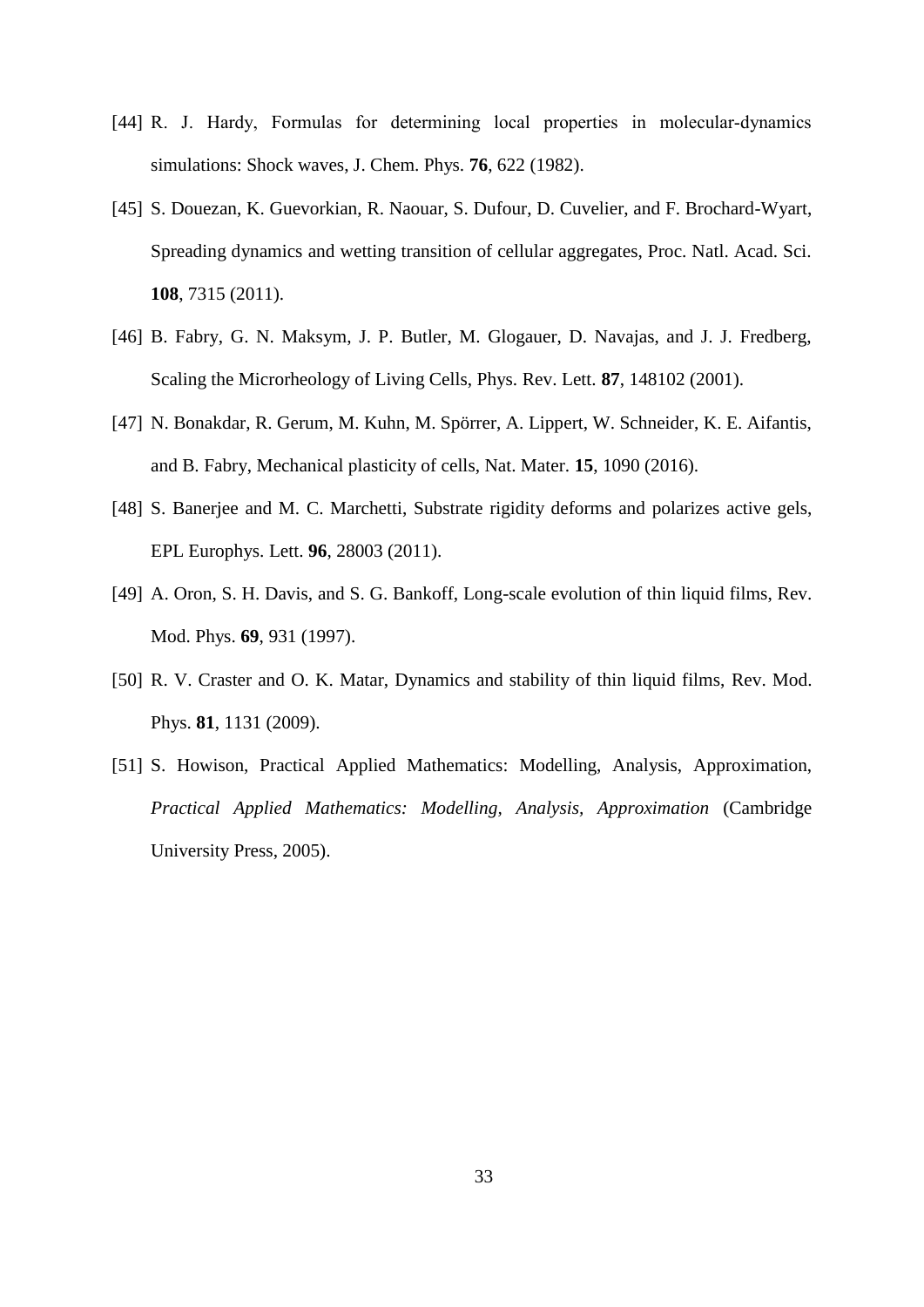[44] R. J. Hardy, Formulas for determining local properties in molecular-dynamics simulations: Shock waves, J. Chem. Phys. **76**, 622 (1982).

[45] S. Douezan, K. Guevorkian, R. Naouar, S. Dufour, D. Cuvelier, and F. Brochard-Wyart, Spreading dynamics and wetting transition of cellular aggregates, Proc. Natl. Acad. Sci. **108**, 7315 (2011).

[46] B. Fabry, G. N. Maksym, J. P. Butler, M. Glogauer, D. Navajas, and J. J. Fredberg, Scaling the Microrheology of Living Cells, Phys. Rev. Lett. **87**, 148102 (2001).

[47] N. Bonakdar, R. Gerum, M. Kuhn, M. Spörrer, A. Lippert, W. Schneider, K. E. Aifantis, and B. Fabry, Mechanical plasticity of cells, Nat. Mater. **15**, 1090 (2016).

[48] S. Banerjee and M. C. Marchetti, Substrate rigidity deforms and polarizes active gels, EPL Europhys. Lett. **96**, 28003 (2011).

[49] A. Oron, S. H. Davis, and S. G. Bankoff, Long-scale evolution of thin liquid films, Rev. Mod. Phys. **69**, 931 (1997).

[50] R. V. Craster and O. K. Matar, Dynamics and stability of thin liquid films, Rev. Mod. Phys. **81**, 1131 (2009).

[51] S. Howison, Practical Applied Mathematics: Modelling, Analysis, Approximation, *Practical Applied Mathematics: Modelling, Analysis, Approximation* (Cambridge University Press, 2005).